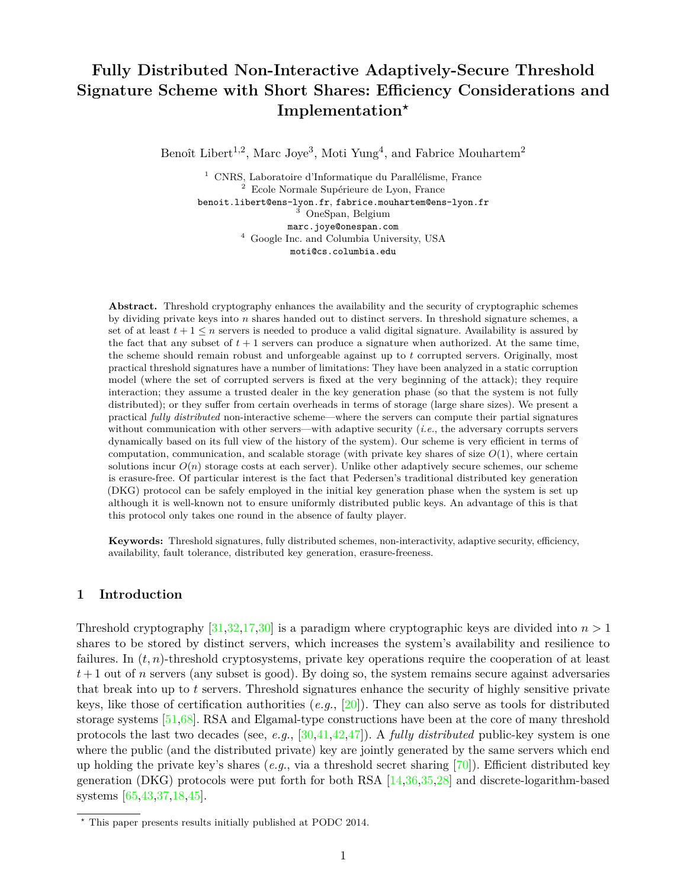# Fully Distributed Non-Interactive Adaptively-Secure Threshold Signature Scheme with Short Shares: Efficiency Considerations and Implementation*

Benoît Libert[1,2], Marc Joye[3], Moti Yung[4], and Fabrice Mouhartem[2]

[1] CNRS, Laboratoire d'Informatique du Parallélisme, France
[2] Ecole Normale Supérieure de Lyon, France
benoit.libert@ens-lyon.fr, fabrice.mouhartem@ens-lyon.fr
[3] OneSpan, Belgium
marc.joye@onespan.com
[4] Google Inc. and Columbia University, USA
moti@cs.columbia.edu

**Abstract.** Threshold cryptography enhances the availability and the security of cryptographic schemes by dividing private keys into $n$ shares handed out to distinct servers. In threshold signature schemes, a set of at least $t+1 \leq n$ servers is needed to produce a valid digital signature. Availability is assured by the fact that any subset of $t+1$ servers can produce a signature when authorized. At the same time, the scheme should remain robust and unforgeable against up to $t$ corrupted servers. Originally, most practical threshold signatures have a number of limitations: They have been analyzed in a static corruption model (where the set of corrupted servers is fixed at the very beginning of the attack); they require interaction; they assume a trusted dealer in the key generation phase (so that the system is not fully distributed); or they suffer from certain overheads in terms of storage (large share sizes). We present a practical *fully distributed* non-interactive scheme—where the servers can compute their partial signatures without communication with other servers—with adaptive security (*i.e.*, the adversary corrupts servers dynamically based on its full view of the history of the system). Our scheme is very efficient in terms of computation, communication, and scalable storage (with private key shares of size $O(1)$, where certain solutions incur $O(n)$ storage costs at each server). Unlike other adaptively secure schemes, our scheme is erasure-free. Of particular interest is the fact that Pedersen's traditional distributed key generation (DKG) protocol can be safely employed in the initial key generation phase when the system is set up although it is well-known not to ensure uniformly distributed public keys. An advantage of this is that this protocol only takes one round in the absence of faulty player.

**Keywords:** Threshold signatures, fully distributed schemes, non-interactivity, adaptive security, efficiency, availability, fault tolerance, distributed key generation, erasure-freeness.

## 1 Introduction

Threshold cryptography [31,32,17,30] is a paradigm where cryptographic keys are divided into $n > 1$ shares to be stored by distinct servers, which increases the system's availability and resilience to failures. In $(t, n)$-threshold cryptosystems, private key operations require the cooperation of at least $t+1$ out of $n$ servers (any subset is good). By doing so, the system remains secure against adversaries that break into up to $t$ servers. Threshold signatures enhance the security of highly sensitive private keys, like those of certification authorities (*e.g.*, [20]). They can also serve as tools for distributed storage systems [51,68]. RSA and Elgamal-type constructions have been at the core of many threshold protocols the last two decades (see, *e.g.*, [30,41,42,47]). A *fully distributed* public-key system is one where the public (and the distributed private) key are jointly generated by the same servers which end up holding the private key's shares (*e.g.*, via a threshold secret sharing [70]). Efficient distributed key generation (DKG) protocols were put forth for both RSA [14,36,35,28] and discrete-logarithm-based systems [65,43,37,18,45].

* This paper presents results initially published at PODC 2014.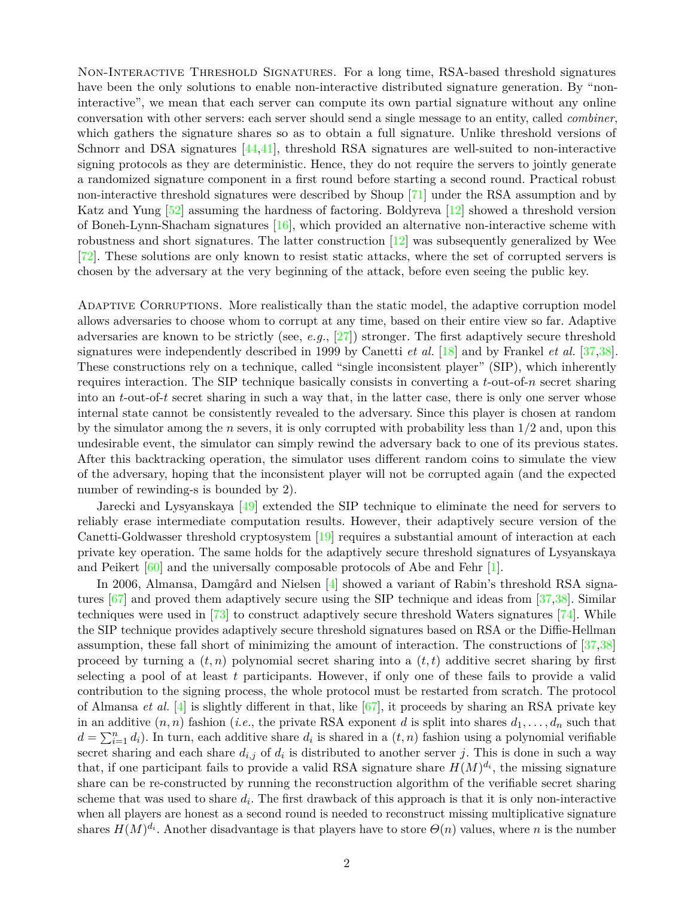Non-Interactive Threshold Signatures. For a long time, RSA-based threshold signatures have been the only solutions to enable non-interactive distributed signature generation. By "non-interactive", we mean that each server can compute its own partial signature without any online conversation with other servers: each server should send a single message to an entity, called *combiner*, which gathers the signature shares so as to obtain a full signature. Unlike threshold versions of Schnorr and DSA signatures [44,41], threshold RSA signatures are well-suited to non-interactive signing protocols as they are deterministic. Hence, they do not require the servers to jointly generate a randomized signature component in a first round before starting a second round. Practical robust non-interactive threshold signatures were described by Shoup [71] under the RSA assumption and by Katz and Yung [52] assuming the hardness of factoring. Boldyreva [12] showed a threshold version of Boneh-Lynn-Shacham signatures [16], which provided an alternative non-interactive scheme with robustness and short signatures. The latter construction [12] was subsequently generalized by Wee [72]. These solutions are only known to resist static attacks, where the set of corrupted servers is chosen by the adversary at the very beginning of the attack, before even seeing the public key.

Adaptive Corruptions. More realistically than the static model, the adaptive corruption model allows adversaries to choose whom to corrupt at any time, based on their entire view so far. Adaptive adversaries are known to be strictly (see, *e.g.*, [27]) stronger. The first adaptively secure threshold signatures were independently described in 1999 by Canetti *et al.* [18] and by Frankel *et al.* [37,38]. These constructions rely on a technique, called "single inconsistent player" (SIP), which inherently requires interaction. The SIP technique basically consists in converting a $t$-out-of-$n$ secret sharing into an $t$-out-of-$t$ secret sharing in such a way that, in the latter case, there is only one server whose internal state cannot be consistently revealed to the adversary. Since this player is chosen at random by the simulator among the $n$ severs, it is only corrupted with probability less than $1/2$ and, upon this undesirable event, the simulator can simply rewind the adversary back to one of its previous states. After this backtracking operation, the simulator uses different random coins to simulate the view of the adversary, hoping that the inconsistent player will not be corrupted again (and the expected number of rewinding-s is bounded by 2).

Jarecki and Lysyanskaya [49] extended the SIP technique to eliminate the need for servers to reliably erase intermediate computation results. However, their adaptively secure version of the Canetti-Goldwasser threshold cryptosystem [19] requires a substantial amount of interaction at each private key operation. The same holds for the adaptively secure threshold signatures of Lysyanskaya and Peikert [60] and the universally composable protocols of Abe and Fehr [1].

In 2006, Almansa, Damgård and Nielsen [4] showed a variant of Rabin's threshold RSA signatures [67] and proved them adaptively secure using the SIP technique and ideas from [37,38]. Similar techniques were used in [73] to construct adaptively secure threshold Waters signatures [74]. While the SIP technique provides adaptively secure threshold signatures based on RSA or the Diffie-Hellman assumption, these fall short of minimizing the amount of interaction. The constructions of [37,38] proceed by turning a $(t,n)$ polynomial secret sharing into a $(t,t)$ additive secret sharing by first selecting a pool of at least $t$ participants. However, if only one of these fails to provide a valid contribution to the signing process, the whole protocol must be restarted from scratch. The protocol of Almansa *et al.* [4] is slightly different in that, like [67], it proceeds by sharing an RSA private key in an additive $(n,n)$ fashion (*i.e.*, the private RSA exponent $d$ is split into shares $d_1,\ldots,d_n$ such that $d=\sum_{i=1}^{n} d_i$). In turn, each additive share $d_i$ is shared in a $(t,n)$ fashion using a polynomial verifiable secret sharing and each share $d_{i,j}$ of $d_i$ is distributed to another server $j$. This is done in such a way that, if one participant fails to provide a valid RSA signature share $H(M)^{d_i}$, the missing signature share can be re-constructed by running the reconstruction algorithm of the verifiable secret sharing scheme that was used to share $d_i$. The first drawback of this approach is that it is only non-interactive when all players are honest as a second round is needed to reconstruct missing multiplicative signature shares $H(M)^{d_i}$. Another disadvantage is that players have to store $\Theta(n)$ values, where $n$ is the number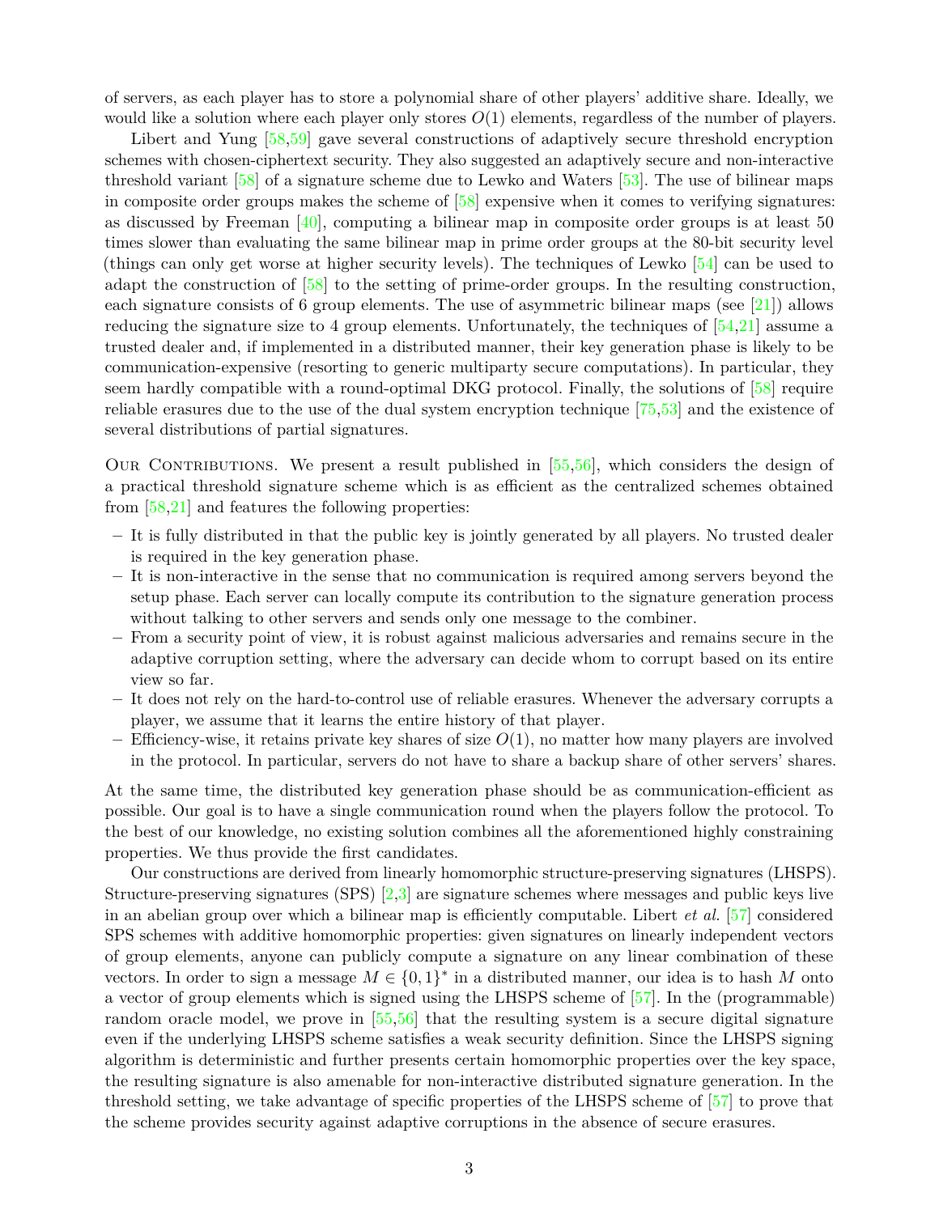of servers, as each player has to store a polynomial share of other players' additive share. Ideally, we would like a solution where each player only stores $O(1)$ elements, regardless of the number of players.

Libert and Yung [58,59] gave several constructions of adaptively secure threshold encryption schemes with chosen-ciphertext security. They also suggested an adaptively secure and non-interactive threshold variant [58] of a signature scheme due to Lewko and Waters [53]. The use of bilinear maps in composite order groups makes the scheme of [58] expensive when it comes to verifying signatures: as discussed by Freeman [40], computing a bilinear map in composite order groups is at least 50 times slower than evaluating the same bilinear map in prime order groups at the 80-bit security level (things can only get worse at higher security levels). The techniques of Lewko [54] can be used to adapt the construction of [58] to the setting of prime-order groups. In the resulting construction, each signature consists of 6 group elements. The use of asymmetric bilinear maps (see [21]) allows reducing the signature size to 4 group elements. Unfortunately, the techniques of [54,21] assume a trusted dealer and, if implemented in a distributed manner, their key generation phase is likely to be communication-expensive (resorting to generic multiparty secure computations). In particular, they seem hardly compatible with a round-optimal DKG protocol. Finally, the solutions of [58] require reliable erasures due to the use of the dual system encryption technique [75,53] and the existence of several distributions of partial signatures.

Our Contributions. We present a result published in [55,56], which considers the design of a practical threshold signature scheme which is as efficient as the centralized schemes obtained from [58,21] and features the following properties:

- It is fully distributed in that the public key is jointly generated by all players. No trusted dealer is required in the key generation phase.
- It is non-interactive in the sense that no communication is required among servers beyond the setup phase. Each server can locally compute its contribution to the signature generation process without talking to other servers and sends only one message to the combiner.
- From a security point of view, it is robust against malicious adversaries and remains secure in the adaptive corruption setting, where the adversary can decide whom to corrupt based on its entire view so far.
- It does not rely on the hard-to-control use of reliable erasures. Whenever the adversary corrupts a player, we assume that it learns the entire history of that player.
- Efficiency-wise, it retains private key shares of size $O(1)$, no matter how many players are involved in the protocol. In particular, servers do not have to share a backup share of other servers' shares.

At the same time, the distributed key generation phase should be as communication-efficient as possible. Our goal is to have a single communication round when the players follow the protocol. To the best of our knowledge, no existing solution combines all the aforementioned highly constraining properties. We thus provide the first candidates.

Our constructions are derived from linearly homomorphic structure-preserving signatures (LHSPS). Structure-preserving signatures (SPS) [2,3] are signature schemes where messages and public keys live in an abelian group over which a bilinear map is efficiently computable. Libert *et al.* [57] considered SPS schemes with additive homomorphic properties: given signatures on linearly independent vectors of group elements, anyone can publicly compute a signature on any linear combination of these vectors. In order to sign a message $M \in \{0,1\}^*$ in a distributed manner, our idea is to hash $M$ onto a vector of group elements which is signed using the LHSPS scheme of [57]. In the (programmable) random oracle model, we prove in [55,56] that the resulting system is a secure digital signature even if the underlying LHSPS scheme satisfies a weak security definition. Since the LHSPS signing algorithm is deterministic and further presents certain homomorphic properties over the key space, the resulting signature is also amenable for non-interactive distributed signature generation. In the threshold setting, we take advantage of specific properties of the LHSPS scheme of [57] to prove that the scheme provides security against adaptive corruptions in the absence of secure erasures.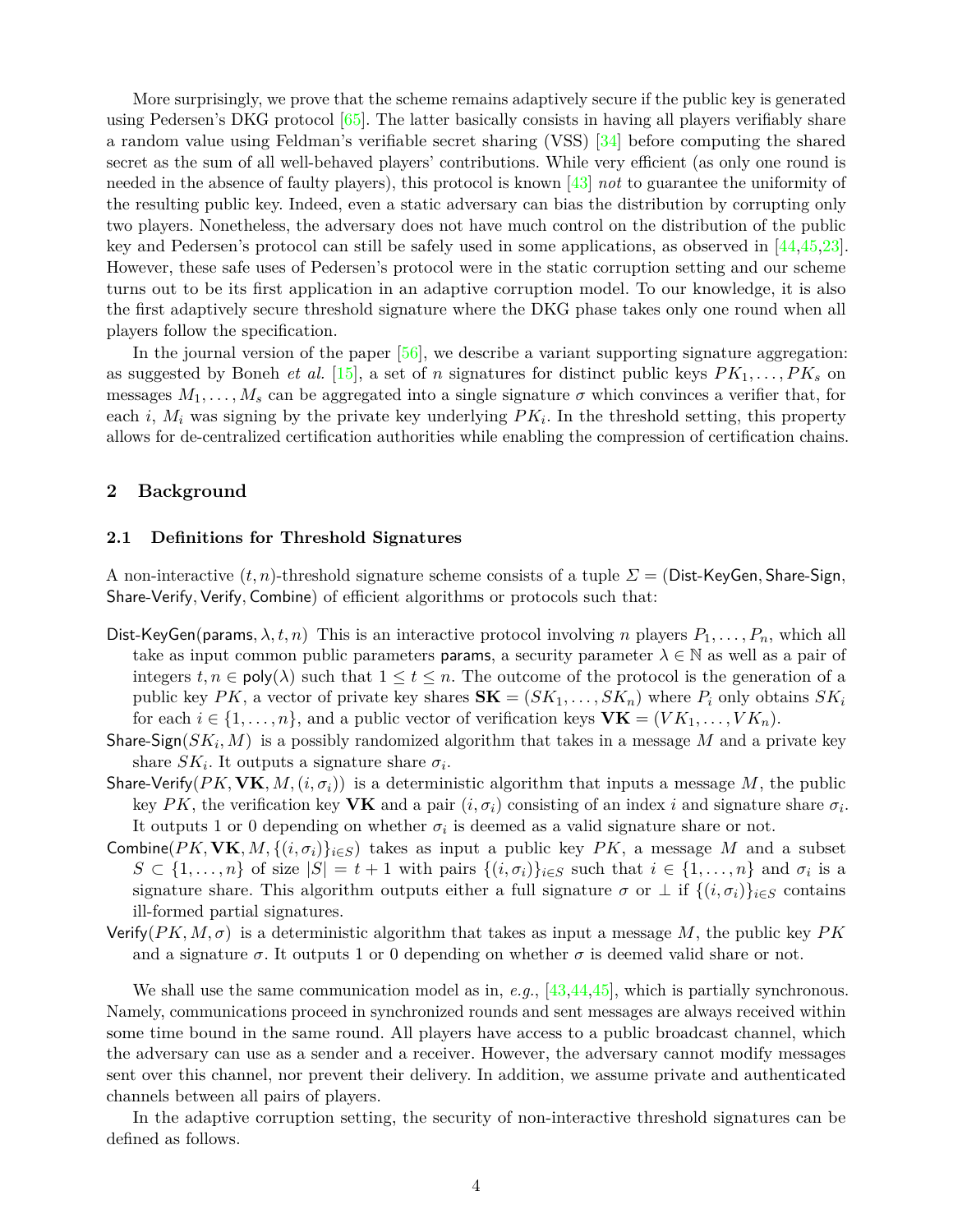More surprisingly, we prove that the scheme remains adaptively secure if the public key is generated using Pedersen's DKG protocol [65]. The latter basically consists in having all players verifiably share a random value using Feldman's verifiable secret sharing (VSS) [34] before computing the shared secret as the sum of all well-behaved players' contributions. While very efficient (as only one round is needed in the absence of faulty players), this protocol is known [43] *not* to guarantee the uniformity of the resulting public key. Indeed, even a static adversary can bias the distribution by corrupting only two players. Nonetheless, the adversary does not have much control on the distribution of the public key and Pedersen's protocol can still be safely used in some applications, as observed in [44,45,23]. However, these safe uses of Pedersen's protocol were in the static corruption setting and our scheme turns out to be its first application in an adaptive corruption model. To our knowledge, it is also the first adaptively secure threshold signature where the DKG phase takes only one round when all players follow the specification.

In the journal version of the paper [56], we describe a variant supporting signature aggregation: as suggested by Boneh *et al.* [15], a set of $n$ signatures for distinct public keys $PK_1, \ldots, PK_s$ on messages $M_1, \ldots, M_s$ can be aggregated into a single signature $\sigma$ which convinces a verifier that, for each $i$, $M_i$ was signing by the private key underlying $PK_i$. In the threshold setting, this property allows for de-centralized certification authorities while enabling the compression of certification chains.

## 2 Background

### 2.1 Definitions for Threshold Signatures

A non-interactive $(t, n)$-threshold signature scheme consists of a tuple $\Sigma = (\mathsf{Dist\text{-}KeyGen}, \mathsf{Share\text{-}Sign}, \mathsf{Share\text{-}Verify}, \mathsf{Verify}, \mathsf{Combine})$ of efficient algorithms or protocols such that:

- $\mathsf{Dist\text{-}KeyGen}(\mathsf{params}, \lambda, t, n)$ This is an interactive protocol involving $n$ players $P_1, \ldots, P_n$, which all take as input common public parameters $\mathsf{params}$, a security parameter $\lambda \in \mathbb{N}$ as well as a pair of integers $t, n \in \mathsf{poly}(\lambda)$ such that $1 \leq t \leq n$. The outcome of the protocol is the generation of a public key $PK$, a vector of private key shares $\mathbf{SK} = (SK_1, \ldots, SK_n)$ where $P_i$ only obtains $SK_i$ for each $i \in \{1, \ldots, n\}$, and a public vector of verification keys $\mathbf{VK} = (VK_1, \ldots, VK_n)$.
- $\mathsf{Share\text{-}Sign}(SK_i, M)$ is a possibly randomized algorithm that takes in a message $M$ and a private key share $SK_i$. It outputs a signature share $\sigma_i$.
- $\mathsf{Share\text{-}Verify}(PK, \mathbf{VK}, M, (i, \sigma_i))$ is a deterministic algorithm that inputs a message $M$, the public key $PK$, the verification key $\mathbf{VK}$ and a pair $(i, \sigma_i)$ consisting of an index $i$ and signature share $\sigma_i$. It outputs 1 or 0 depending on whether $\sigma_i$ is deemed as a valid signature share or not.
- $\mathsf{Combine}(PK, \mathbf{VK}, M, \{(i, \sigma_i)\}_{i \in S})$ takes as input a public key $PK$, a message $M$ and a subset $S \subset \{1, \ldots, n\}$ of size $|S| = t + 1$ with pairs $\{(i, \sigma_i)\}_{i \in S}$ such that $i \in \{1, \ldots, n\}$ and $\sigma_i$ is a signature share. This algorithm outputs either a full signature $\sigma$ or $\perp$ if $\{(i, \sigma_i)\}_{i \in S}$ contains ill-formed partial signatures.
- $\mathsf{Verify}(PK, M, \sigma)$ is a deterministic algorithm that takes as input a message $M$, the public key $PK$ and a signature $\sigma$. It outputs 1 or 0 depending on whether $\sigma$ is deemed valid share or not.

We shall use the same communication model as in, *e.g.*, [43,44,45], which is partially synchronous. Namely, communications proceed in synchronized rounds and sent messages are always received within some time bound in the same round. All players have access to a public broadcast channel, which the adversary can use as a sender and a receiver. However, the adversary cannot modify messages sent over this channel, nor prevent their delivery. In addition, we assume private and authenticated channels between all pairs of players.

In the adaptive corruption setting, the security of non-interactive threshold signatures can be defined as follows.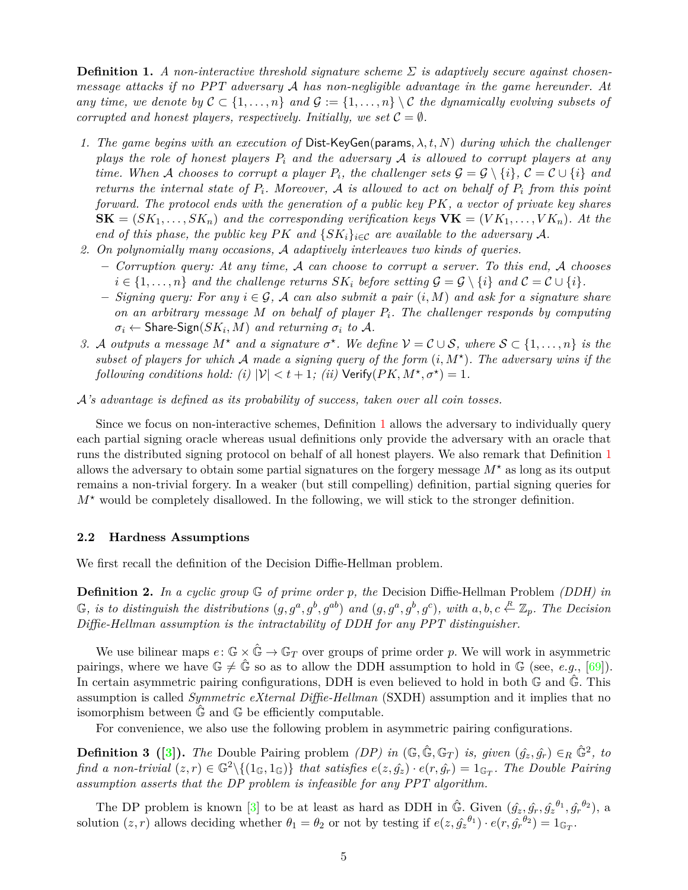**Definition 1.** *A non-interactive threshold signature scheme $\Sigma$ is adaptively secure against chosen-message attacks if no PPT adversary $\mathcal{A}$ has non-negligible advantage in the game hereunder. At any time, we denote by $\mathcal{C} \subset \{1, \ldots, n\}$ and $\mathcal{G} := \{1, \ldots, n\} \setminus \mathcal{C}$ the dynamically evolving subsets of corrupted and honest players, respectively. Initially, we set $\mathcal{C} = \emptyset$.*

1. *The game begins with an execution of* $\mathsf{Dist\text{-}KeyGen}(\mathsf{params}, \lambda, t, N)$ *during which the challenger plays the role of honest players $P_i$ and the adversary $\mathcal{A}$ is allowed to corrupt players at any time. When $\mathcal{A}$ chooses to corrupt a player $P_i$, the challenger sets $\mathcal{G} = \mathcal{G} \setminus \{i\}$, $\mathcal{C} = \mathcal{C} \cup \{i\}$ and returns the internal state of $P_i$. Moreover, $\mathcal{A}$ is allowed to act on behalf of $P_i$ from this point forward. The protocol ends with the generation of a public key $PK$, a vector of private key shares $\mathbf{SK} = (SK_1, \ldots, SK_n)$ and the corresponding verification keys $\mathbf{VK} = (VK_1, \ldots, VK_n)$. At the end of this phase, the public key $PK$ and $\{SK_i\}_{i \in \mathcal{C}}$ are available to the adversary $\mathcal{A}$.*
2. *On polynomially many occasions, $\mathcal{A}$ adaptively interleaves two kinds of queries.*
   - *Corruption query: At any time, $\mathcal{A}$ can choose to corrupt a server. To this end, $\mathcal{A}$ chooses $i \in \{1, \ldots, n\}$ and the challenge returns $SK_i$ before setting $\mathcal{G} = \mathcal{G} \setminus \{i\}$ and $\mathcal{C} = \mathcal{C} \cup \{i\}$.*
   - *Signing query: For any $i \in \mathcal{G}$, $\mathcal{A}$ can also submit a pair $(i, M)$ and ask for a signature share on an arbitrary message $M$ on behalf of player $P_i$. The challenger responds by computing $\sigma_i \leftarrow$* $\mathsf{Share\text{-}Sign}(SK_i, M)$ *and returning $\sigma_i$ to $\mathcal{A}$.*
3. *$\mathcal{A}$ outputs a message $M^\star$ and a signature $\sigma^\star$. We define $\mathcal{V} = \mathcal{C} \cup \mathcal{S}$, where $\mathcal{S} \subset \{1, \ldots, n\}$ is the subset of players for which $\mathcal{A}$ made a signing query of the form $(i, M^\star)$. The adversary wins if the following conditions hold: (i) $|\mathcal{V}| < t + 1$; (ii)* $\mathsf{Verify}(PK, M^\star, \sigma^\star) = 1$.

*$\mathcal{A}$'s advantage is defined as its probability of success, taken over all coin tosses.*

Since we focus on non-interactive schemes, Definition 1 allows the adversary to individually query each partial signing oracle whereas usual definitions only provide the adversary with an oracle that runs the distributed signing protocol on behalf of all honest players. We also remark that Definition 1 allows the adversary to obtain some partial signatures on the forgery message $M^\star$ as long as its output remains a non-trivial forgery. In a weaker (but still compelling) definition, partial signing queries for $M^\star$ would be completely disallowed. In the following, we will stick to the stronger definition.

### 2.2 Hardness Assumptions

We first recall the definition of the Decision Diffie-Hellman problem.

**Definition 2.** *In a cyclic group $\mathbb{G}$ of prime order $p$, the* Decision Diffie-Hellman Problem *(DDH) in $\mathbb{G}$, is to distinguish the distributions $(g, g^a, g^b, g^{ab})$ and $(g, g^a, g^b, g^c)$, with $a, b, c \stackrel{R}{\leftarrow} \mathbb{Z}_p$. The Decision Diffie-Hellman assumption is the intractability of DDH for any PPT distinguisher.*

We use bilinear maps $e \colon \mathbb{G} \times \hat{\mathbb{G}} \to \mathbb{G}_T$ over groups of prime order $p$. We will work in asymmetric pairings, where we have $\mathbb{G} \neq \hat{\mathbb{G}}$ so as to allow the DDH assumption to hold in $\mathbb{G}$ (see, *e.g.*, [69]). In certain asymmetric pairing configurations, DDH is even believed to hold in both $\mathbb{G}$ and $\hat{\mathbb{G}}$. This assumption is called *Symmetric eXternal Diffie-Hellman* (SXDH) assumption and it implies that no isomorphism between $\hat{\mathbb{G}}$ and $\mathbb{G}$ be efficiently computable.

For convenience, we also use the following problem in asymmetric pairing configurations.

**Definition 3 ([3]).** *The* Double Pairing problem *(DP) in $(\mathbb{G}, \hat{\mathbb{G}}, \mathbb{G}_T)$ is, given $(\hat{g_z}, \hat{g_r}) \in_R \hat{\mathbb{G}}^2$, to find a non-trivial $(z, r) \in \mathbb{G}^2 \setminus \{(1_{\mathbb{G}}, 1_{\mathbb{G}})\}$ that satisfies $e(z, \hat{g_z}) \cdot e(r, \hat{g_r}) = 1_{\mathbb{G}_T}$. The Double Pairing assumption asserts that the DP problem is infeasible for any PPT algorithm.*

The DP problem is known [3] to be at least as hard as DDH in $\hat{\mathbb{G}}$. Given $(\hat{g_z}, \hat{g_r}, \hat{g_z}^{\theta_1}, \hat{g_r}^{\theta_2})$, a solution $(z, r)$ allows deciding whether $\theta_1 = \theta_2$ or not by testing if $e(z, \hat{g_z}^{\theta_1}) \cdot e(r, \hat{g_r}^{\theta_2}) = 1_{\mathbb{G}_T}$.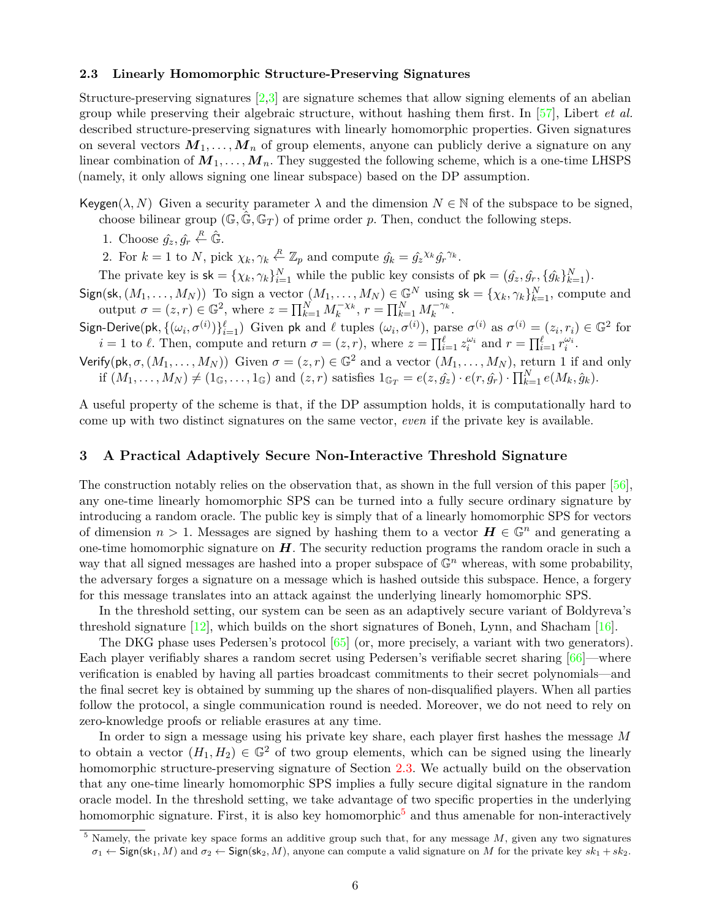### 2.3 Linearly Homomorphic Structure-Preserving Signatures

Structure-preserving signatures [2,3] are signature schemes that allow signing elements of an abelian group while preserving their algebraic structure, without hashing them first. In [57], Libert *et al.* described structure-preserving signatures with linearly homomorphic properties. Given signatures on several vectors $\boldsymbol{M}_1, \ldots, \boldsymbol{M}_n$ of group elements, anyone can publicly derive a signature on any linear combination of $\boldsymbol{M}_1, \ldots, \boldsymbol{M}_n$. They suggested the following scheme, which is a one-time LHSPS (namely, it only allows signing one linear subspace) based on the DP assumption.

$\mathsf{Keygen}(\lambda, N)$ Given a security parameter $\lambda$ and the dimension $N \in \mathbb{N}$ of the subspace to be signed, choose bilinear group $(\mathbb{G}, \hat{\mathbb{G}}, \mathbb{G}_T)$ of prime order $p$. Then, conduct the following steps.

1. Choose $\hat{g_z}, \hat{g_r} \xleftarrow{R} \hat{\mathbb{G}}$.
2. For $k = 1$ to $N$, pick $\chi_k, \gamma_k \xleftarrow{R} \mathbb{Z}_p$ and compute $\hat{g_k} = \hat{g_z}^{\chi_k} \hat{g_r}^{\gamma_k}$.

The private key is $\mathsf{sk} = \{\chi_k, \gamma_k\}_{i=1}^N$ while the public key consists of $\mathsf{pk} = (\hat{g_z}, \hat{g_r}, \{\hat{g_k}\}_{k=1}^N)$.

$\mathsf{Sign}(\mathsf{sk}, (M_1, \ldots, M_N))$ To sign a vector $(M_1, \ldots, M_N) \in \mathbb{G}^N$ using $\mathsf{sk} = \{\chi_k, \gamma_k\}_{k=1}^N$, compute and output $\sigma = (z, r) \in \mathbb{G}^2$, where $z = \prod_{k=1}^N M_k^{-\chi_k}$, $r = \prod_{k=1}^N M_k^{-\gamma_k}$.

$\mathsf{Sign\text{-}Derive}(\mathsf{pk}, \{(\omega_i, \sigma^{(i)})\}_{i=1}^\ell)$ Given $\mathsf{pk}$ and $\ell$ tuples $(\omega_i, \sigma^{(i)})$, parse $\sigma^{(i)}$ as $\sigma^{(i)} = (z_i, r_i) \in \mathbb{G}^2$ for $i = 1$ to $\ell$. Then, compute and return $\sigma = (z, r)$, where $z = \prod_{i=1}^\ell z_i^{\omega_i}$ and $r = \prod_{i=1}^\ell r_i^{\omega_i}$.

$\mathsf{Verify}(\mathsf{pk}, \sigma, (M_1, \ldots, M_N))$ Given $\sigma = (z, r) \in \mathbb{G}^2$ and a vector $(M_1, \ldots, M_N)$, return 1 if and only if $(M_1, \ldots, M_N) \neq (1_{\mathbb{G}}, \ldots, 1_{\mathbb{G}})$ and $(z, r)$ satisfies $1_{\mathbb{G}_T} = e(z, \hat{g_z}) \cdot e(r, \hat{g_r}) \cdot \prod_{k=1}^N e(M_k, \hat{g_k})$.

A useful property of the scheme is that, if the DP assumption holds, it is computationally hard to come up with two distinct signatures on the same vector, *even* if the private key is available.

## 3 A Practical Adaptively Secure Non-Interactive Threshold Signature

The construction notably relies on the observation that, as shown in the full version of this paper [56], any one-time linearly homomorphic SPS can be turned into a fully secure ordinary signature by introducing a random oracle. The public key is simply that of a linearly homomorphic SPS for vectors of dimension $n > 1$. Messages are signed by hashing them to a vector $\boldsymbol{H} \in \mathbb{G}^n$ and generating a one-time homomorphic signature on $\boldsymbol{H}$. The security reduction programs the random oracle in such a way that all signed messages are hashed into a proper subspace of $\mathbb{G}^n$ whereas, with some probability, the adversary forges a signature on a message which is hashed outside this subspace. Hence, a forgery for this message translates into an attack against the underlying linearly homomorphic SPS.

In the threshold setting, our system can be seen as an adaptively secure variant of Boldyreva's threshold signature [12], which builds on the short signatures of Boneh, Lynn, and Shacham [16].

The DKG phase uses Pedersen's protocol [65] (or, more precisely, a variant with two generators). Each player verifiably shares a random secret using Pedersen's verifiable secret sharing [66]—where verification is enabled by having all parties broadcast commitments to their secret polynomials—and the final secret key is obtained by summing up the shares of non-disqualified players. When all parties follow the protocol, a single communication round is needed. Moreover, we do not need to rely on zero-knowledge proofs or reliable erasures at any time.

In order to sign a message using his private key share, each player first hashes the message $M$ to obtain a vector $(H_1, H_2) \in \mathbb{G}^2$ of two group elements, which can be signed using the linearly homomorphic structure-preserving signature of Section 2.3. We actually build on the observation that any one-time linearly homomorphic SPS implies a fully secure digital signature in the random oracle model. In the threshold setting, we take advantage of two specific properties in the underlying homomorphic signature. First, it is also key homomorphic[5] and thus amenable for non-interactively

[5] Namely, the private key space forms an additive group such that, for any message $M$, given any two signatures $\sigma_1 \leftarrow \mathsf{Sign}(\mathsf{sk}_1, M)$ and $\sigma_2 \leftarrow \mathsf{Sign}(\mathsf{sk}_2, M)$, anyone can compute a valid signature on $M$ for the private key $sk_1 + sk_2$.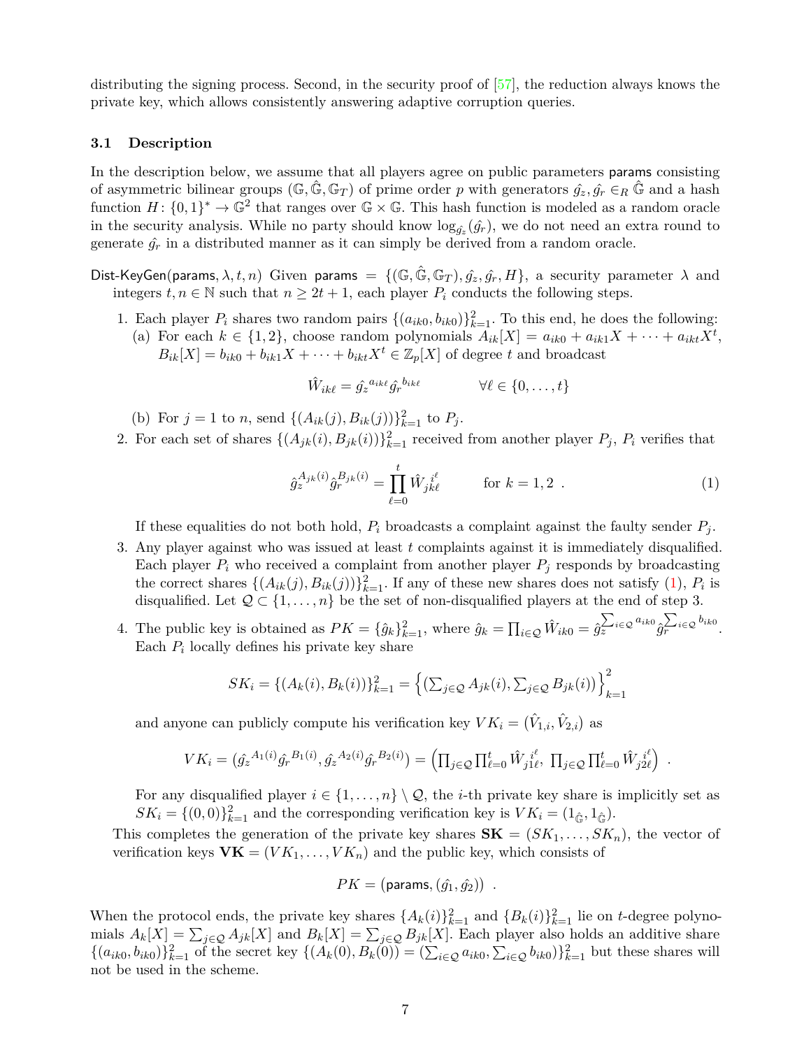distributing the signing process. Second, in the security proof of [57], the reduction always knows the private key, which allows consistently answering adaptive corruption queries.

### 3.1 Description

In the description below, we assume that all players agree on public parameters params consisting of asymmetric bilinear groups $(\mathbb{G}, \hat{\mathbb{G}}, \mathbb{G}_T)$ of prime order $p$ with generators $\hat{g_z}, \hat{g_r} \in_R \hat{\mathbb{G}}$ and a hash function $H\colon \{0,1\}^* \to \mathbb{G}^2$ that ranges over $\mathbb{G} \times \mathbb{G}$. This hash function is modeled as a random oracle in the security analysis. While no party should know $\log_{\hat{g_z}}(\hat{g_r})$, we do not need an extra round to generate $\hat{g_r}$ in a distributed manner as it can simply be derived from a random oracle.

Dist-KeyGen(params, $\lambda, t, n$) Given params $= \{(\mathbb{G}, \hat{\mathbb{G}}, \mathbb{G}_T), \hat{g_z}, \hat{g_r}, H\}$, a security parameter $\lambda$ and integers $t, n \in \mathbb{N}$ such that $n \geq 2t+1$, each player $P_i$ conducts the following steps.

1. Each player $P_i$ shares two random pairs $\{(a_{ik0}, b_{ik0})\}_{k=1}^{2}$. To this end, he does the following:
   (a) For each $k \in \{1,2\}$, choose random polynomials $A_{ik}[X] = a_{ik0} + a_{ik1}X + \cdots + a_{ikt}X^t$, $B_{ik}[X] = b_{ik0} + b_{ik1}X + \cdots + b_{ikt}X^t \in \mathbb{Z}_p[X]$ of degree $t$ and broadcast
   $$\hat{W}_{ik\ell} = \hat{g_z}^{a_{ik\ell}} \hat{g_r}^{b_{ik\ell}} \qquad \forall \ell \in \{0, \ldots, t\}$$
   (b) For $j = 1$ to $n$, send $\{(A_{ik}(j), B_{ik}(j))\}_{k=1}^{2}$ to $P_j$.
2. For each set of shares $\{(A_{jk}(i), B_{jk}(i))\}_{k=1}^{2}$ received from another player $P_j$, $P_i$ verifies that
   $$\hat{g_z}^{A_{jk}(i)} \hat{g_r}^{B_{jk}(i)} = \prod_{\ell=0}^{t} \hat{W}_{jk\ell}^{\,i^\ell} \qquad \text{for } k = 1, 2 \ . \tag{1}$$
   If these equalities do not both hold, $P_i$ broadcasts a complaint against the faulty sender $P_j$.
3. Any player against who was issued at least $t$ complaints against it is immediately disqualified. Each player $P_i$ who received a complaint from another player $P_j$ responds by broadcasting the correct shares $\{(A_{ik}(j), B_{ik}(j))\}_{k=1}^{2}$. If any of these new shares does not satisfy (1), $P_i$ is disqualified. Let $\mathcal{Q} \subset \{1, \ldots, n\}$ be the set of non-disqualified players at the end of step 3.
4. The public key is obtained as $PK = \{\hat{g}_k\}_{k=1}^{2}$, where $\hat{g}_k = \prod_{i \in \mathcal{Q}} \hat{W}_{ik0} = \hat{g_z}^{\sum_{i \in \mathcal{Q}} a_{ik0}} \hat{g_r}^{\sum_{i \in \mathcal{Q}} b_{ik0}}$. Each $P_i$ locally defines his private key share
   $$SK_i = \{(A_k(i), B_k(i))\}_{k=1}^{2} = \Big\{\big(\textstyle\sum_{j \in \mathcal{Q}} A_{jk}(i), \sum_{j \in \mathcal{Q}} B_{jk}(i)\big)\Big\}_{k=1}^{2}$$
   and anyone can publicly compute his verification key $VK_i = (\hat{V}_{1,i}, \hat{V}_{2,i})$ as
   $$VK_i = (\hat{g_z}^{A_1(i)} \hat{g_r}^{B_1(i)}, \hat{g_z}^{A_2(i)} \hat{g_r}^{B_2(i)}) = \Big(\textstyle\prod_{j \in \mathcal{Q}} \prod_{\ell=0}^{t} \hat{W}_{j1\ell}^{\,i^\ell},\ \prod_{j \in \mathcal{Q}} \prod_{\ell=0}^{t} \hat{W}_{j2\ell}^{\,i^\ell}\Big) \ .$$
   For any disqualified player $i \in \{1, \ldots, n\} \setminus \mathcal{Q}$, the $i$-th private key share is implicitly set as $SK_i = \{(0,0)\}_{k=1}^{2}$ and the corresponding verification key is $VK_i = (1_{\hat{\mathbb{G}}}, 1_{\hat{\mathbb{G}}})$.

This completes the generation of the private key shares $\mathbf{SK} = (SK_1, \ldots, SK_n)$, the vector of verification keys $\mathbf{VK} = (VK_1, \ldots, VK_n)$ and the public key, which consists of
$$PK = \big(\mathsf{params}, (\hat{g_1}, \hat{g_2})\big) \ .$$

When the protocol ends, the private key shares $\{A_k(i)\}_{k=1}^{2}$ and $\{B_k(i)\}_{k=1}^{2}$ lie on $t$-degree polynomials $A_k[X] = \sum_{j \in \mathcal{Q}} A_{jk}[X]$ and $B_k[X] = \sum_{j \in \mathcal{Q}} B_{jk}[X]$. Each player also holds an additive share $\{(a_{ik0}, b_{ik0})\}_{k=1}^{2}$ of the secret key $\{(A_k(0), B_k(0)) = (\sum_{i \in \mathcal{Q}} a_{ik0}, \sum_{i \in \mathcal{Q}} b_{ik0})\}_{k=1}^{2}$ but these shares will not be used in the scheme.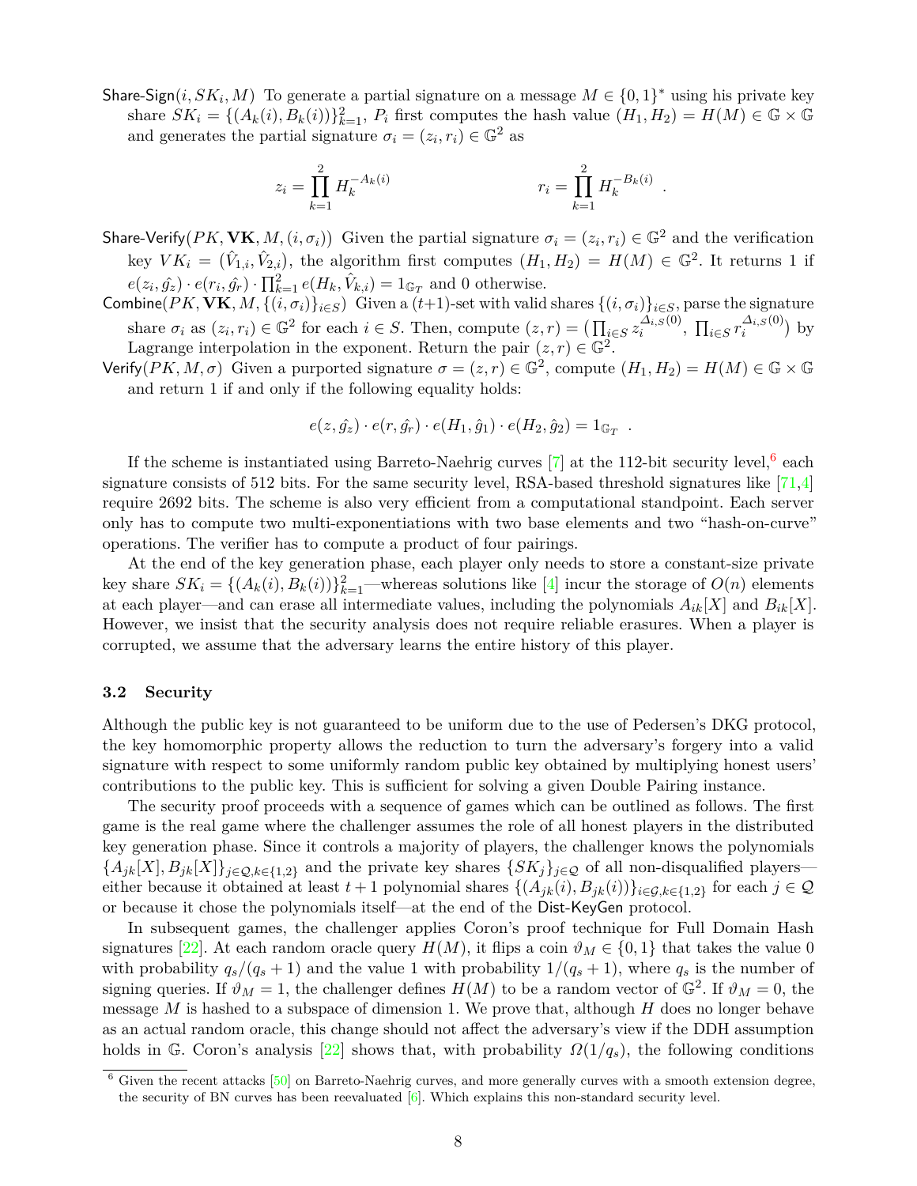**Share-Sign**$(i, SK_i, M)$ To generate a partial signature on a message $M \in \{0,1\}^*$ using his private key share $SK_i = \{(A_k(i), B_k(i))\}_{k=1}^2$, $P_i$ first computes the hash value $(H_1, H_2) = H(M) \in \mathbb{G} \times \mathbb{G}$ and generates the partial signature $\sigma_i = (z_i, r_i) \in \mathbb{G}^2$ as

$$z_i = \prod_{k=1}^{2} H_k^{-A_k(i)} \qquad\qquad r_i = \prod_{k=1}^{2} H_k^{-B_k(i)} \ .$$

**Share-Verify**$(PK, \mathbf{VK}, M, (i, \sigma_i))$ Given the partial signature $\sigma_i = (z_i, r_i) \in \mathbb{G}^2$ and the verification key $VK_i = (\hat{V}_{1,i}, \hat{V}_{2,i})$, the algorithm first computes $(H_1, H_2) = H(M) \in \mathbb{G}^2$. It returns 1 if $e(z_i, \hat{g_z}) \cdot e(r_i, \hat{g_r}) \cdot \prod_{k=1}^{2} e(H_k, \hat{V}_{k,i}) = 1_{\mathbb{G}_T}$ and 0 otherwise.

**Combine**$(PK, \mathbf{VK}, M, \{(i, \sigma_i)\}_{i \in S})$ Given a $(t+1)$-set with valid shares $\{(i, \sigma_i)\}_{i \in S}$, parse the signature share $\sigma_i$ as $(z_i, r_i) \in \mathbb{G}^2$ for each $i \in S$. Then, compute $(z, r) = \big(\prod_{i \in S} z_i^{\Delta_{i,S}(0)}, \ \prod_{i \in S} r_i^{\Delta_{i,S}(0)}\big)$ by Lagrange interpolation in the exponent. Return the pair $(z, r) \in \mathbb{G}^2$.

**Verify**$(PK, M, \sigma)$ Given a purported signature $\sigma = (z, r) \in \mathbb{G}^2$, compute $(H_1, H_2) = H(M) \in \mathbb{G} \times \mathbb{G}$ and return 1 if and only if the following equality holds:

$$e(z, \hat{g_z}) \cdot e(r, \hat{g_r}) \cdot e(H_1, \hat{g}_1) \cdot e(H_2, \hat{g}_2) = 1_{\mathbb{G}_T} \ .$$

If the scheme is instantiated using Barreto-Naehrig curves [7] at the 112-bit security level,[6] each signature consists of 512 bits. For the same security level, RSA-based threshold signatures like [71,4] require 2692 bits. The scheme is also very efficient from a computational standpoint. Each server only has to compute two multi-exponentiations with two base elements and two "hash-on-curve" operations. The verifier has to compute a product of four pairings.

At the end of the key generation phase, each player only needs to store a constant-size private key share $SK_i = \{(A_k(i), B_k(i))\}_{k=1}^2$—whereas solutions like [4] incur the storage of $O(n)$ elements at each player—and can erase all intermediate values, including the polynomials $A_{ik}[X]$ and $B_{ik}[X]$. However, we insist that the security analysis does not require reliable erasures. When a player is corrupted, we assume that the adversary learns the entire history of this player.

### 3.2 Security

Although the public key is not guaranteed to be uniform due to the use of Pedersen's DKG protocol, the key homomorphic property allows the reduction to turn the adversary's forgery into a valid signature with respect to some uniformly random public key obtained by multiplying honest users' contributions to the public key. This is sufficient for solving a given Double Pairing instance.

The security proof proceeds with a sequence of games which can be outlined as follows. The first game is the real game where the challenger assumes the role of all honest players in the distributed key generation phase. Since it controls a majority of players, the challenger knows the polynomials $\{A_{jk}[X], B_{jk}[X]\}_{j \in \mathcal{Q}, k \in \{1,2\}}$ and the private key shares $\{SK_j\}_{j \in \mathcal{Q}}$ of all non-disqualified players—either because it obtained at least $t+1$ polynomial shares $\{(A_{jk}(i), B_{jk}(i))\}_{i \in \mathcal{G}, k \in \{1,2\}}$ for each $j \in \mathcal{Q}$ or because it chose the polynomials itself—at the end of the Dist-KeyGen protocol.

In subsequent games, the challenger applies Coron's proof technique for Full Domain Hash signatures [22]. At each random oracle query $H(M)$, it flips a coin $\vartheta_M \in \{0,1\}$ that takes the value 0 with probability $q_s/(q_s+1)$ and the value 1 with probability $1/(q_s+1)$, where $q_s$ is the number of signing queries. If $\vartheta_M = 1$, the challenger defines $H(M)$ to be a random vector of $\mathbb{G}^2$. If $\vartheta_M = 0$, the message $M$ is hashed to a subspace of dimension 1. We prove that, although $H$ does no longer behave as an actual random oracle, this change should not affect the adversary's view if the DDH assumption holds in $\mathbb{G}$. Coron's analysis [22] shows that, with probability $\Omega(1/q_s)$, the following conditions

[6] Given the recent attacks [50] on Barreto-Naehrig curves, and more generally curves with a smooth extension degree, the security of BN curves has been reevaluated [6]. Which explains this non-standard security level.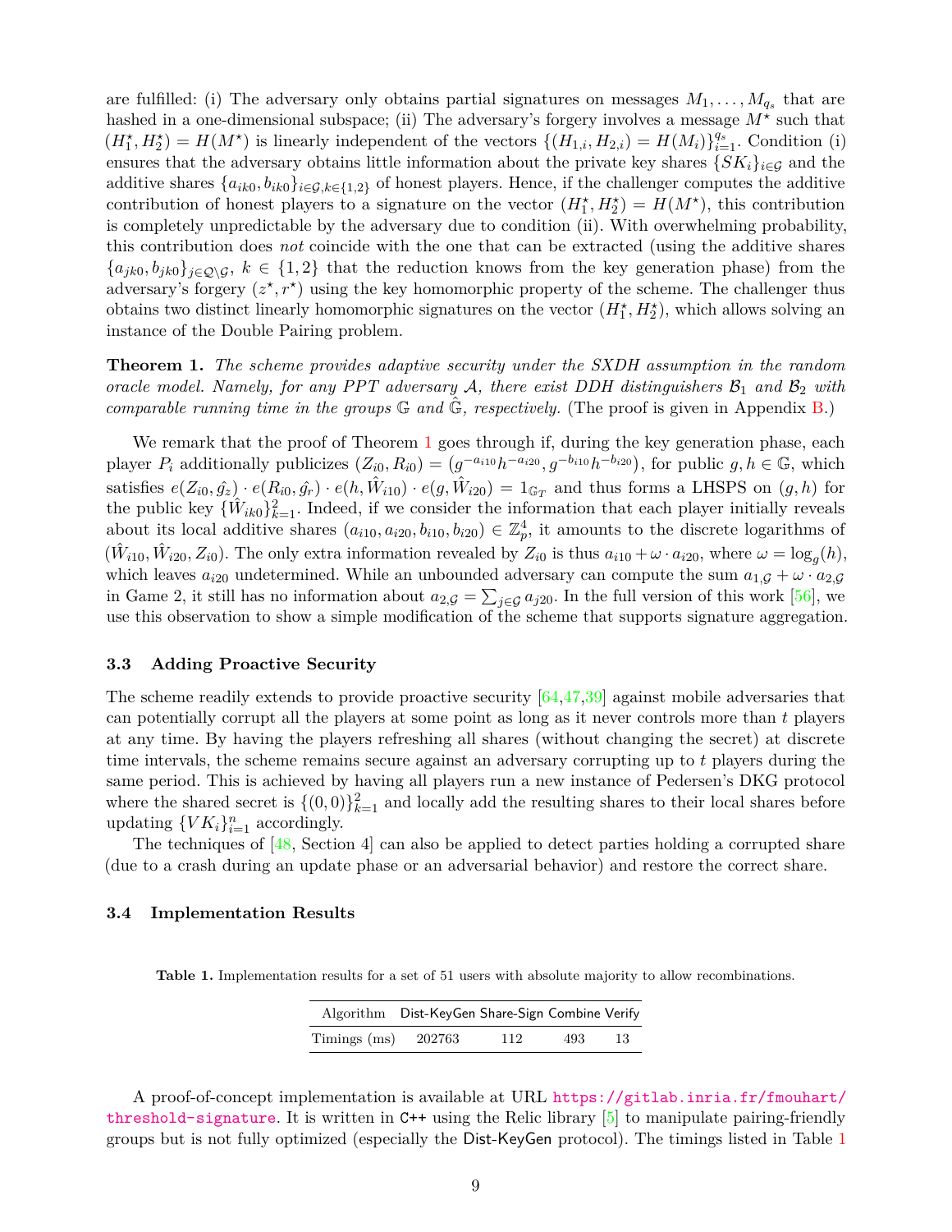are fulfilled: (i) The adversary only obtains partial signatures on messages $M_1, \ldots, M_{q_s}$ that are hashed in a one-dimensional subspace; (ii) The adversary's forgery involves a message $M^\star$ such that $(H_1^\star, H_2^\star) = H(M^\star)$ is linearly independent of the vectors $\{(H_{1,i}, H_{2,i}) = H(M_i)\}_{i=1}^{q_s}$. Condition (i) ensures that the adversary obtains little information about the private key shares $\{SK_i\}_{i \in \mathcal{G}}$ and the additive shares $\{a_{ik0}, b_{ik0}\}_{i \in \mathcal{G}, k \in \{1,2\}}$ of honest players. Hence, if the challenger computes the additive contribution of honest players to a signature on the vector $(H_1^\star, H_2^\star) = H(M^\star)$, this contribution is completely unpredictable by the adversary due to condition (ii). With overwhelming probability, this contribution does *not* coincide with the one that can be extracted (using the additive shares $\{a_{jk0}, b_{jk0}\}_{j \in \mathcal{Q} \setminus \mathcal{G}}$, $k \in \{1,2\}$ that the reduction knows from the key generation phase) from the adversary's forgery $(z^\star, r^\star)$ using the key homomorphic property of the scheme. The challenger thus obtains two distinct linearly homomorphic signatures on the vector $(H_1^\star, H_2^\star)$, which allows solving an instance of the Double Pairing problem.

**Theorem 1.** *The scheme provides adaptive security under the SXDH assumption in the random oracle model. Namely, for any PPT adversary $\mathcal{A}$, there exist DDH distinguishers $\mathcal{B}_1$ and $\mathcal{B}_2$ with comparable running time in the groups $\mathbb{G}$ and $\hat{\mathbb{G}}$, respectively.* (The proof is given in Appendix B.)

We remark that the proof of Theorem 1 goes through if, during the key generation phase, each player $P_i$ additionally publicizes $(Z_{i0}, R_{i0}) = \left(g^{-a_{i10}} h^{-a_{i20}}, g^{-b_{i10}} h^{-b_{i20}}\right)$, for public $g, h \in \mathbb{G}$, which satisfies $e(Z_{i0}, \hat{g_z}) \cdot e(R_{i0}, \hat{g_r}) \cdot e(h, \hat{W}_{i10}) \cdot e(g, \hat{W}_{i20}) = 1_{\mathbb{G}_T}$ and thus forms a LHSPS on $(g,h)$ for the public key $\{\hat{W}_{ik0}\}_{k=1}^{2}$. Indeed, if we consider the information that each player initially reveals about its local additive shares $(a_{i10}, a_{i20}, b_{i10}, b_{i20}) \in \mathbb{Z}_p^4$, it amounts to the discrete logarithms of $(\hat{W}_{i10}, \hat{W}_{i20}, Z_{i0})$. The only extra information revealed by $Z_{i0}$ is thus $a_{i10} + \omega \cdot a_{i20}$, where $\omega = \log_g(h)$, which leaves $a_{i20}$ undetermined. While an unbounded adversary can compute the sum $a_{1,\mathcal{G}} + \omega \cdot a_{2,\mathcal{G}}$ in Game 2, it still has no information about $a_{2,\mathcal{G}} = \sum_{j \in \mathcal{G}} a_{j20}$. In the full version of this work [56], we use this observation to show a simple modification of the scheme that supports signature aggregation.

### 3.3 Adding Proactive Security

The scheme readily extends to provide proactive security [64,47,39] against mobile adversaries that can potentially corrupt all the players at some point as long as it never controls more than $t$ players at any time. By having the players refreshing all shares (without changing the secret) at discrete time intervals, the scheme remains secure against an adversary corrupting up to $t$ players during the same period. This is achieved by having all players run a new instance of Pedersen's DKG protocol where the shared secret is $\{(0,0)\}_{k=1}^{2}$ and locally add the resulting shares to their local shares before updating $\{VK_i\}_{i=1}^{n}$ accordingly.

The techniques of [48, Section 4] can also be applied to detect parties holding a corrupted share (due to a crash during an update phase or an adversarial behavior) and restore the correct share.

### 3.4 Implementation Results

**Table 1.** Implementation results for a set of 51 users with absolute majority to allow recombinations.

| Algorithm | Dist-KeyGen | Share-Sign | Combine | Verify |
|---|---|---|---|---|
| Timings (ms) | 202763 | 112 | 493 | 13 |

A proof-of-concept implementation is available at URL https://gitlab.inria.fr/fmouhart/threshold-signature. It is written in C++ using the Relic library [5] to manipulate pairing-friendly groups but is not fully optimized (especially the Dist-KeyGen protocol). The timings listed in Table 1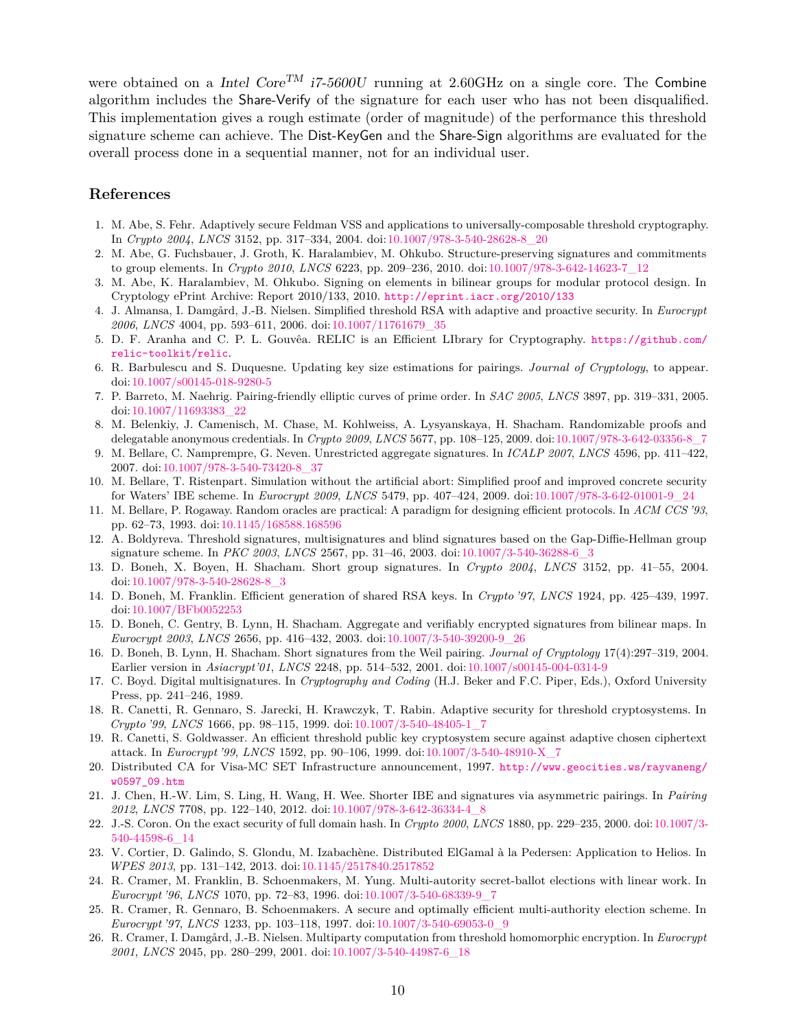were obtained on a *Intel Core$^{TM}$ i7-5600U* running at 2.60GHz on a single core. The Combine algorithm includes the Share-Verify of the signature for each user who has not been disqualified. This implementation gives a rough estimate (order of magnitude) of the performance this threshold signature scheme can achieve. The Dist-KeyGen and the Share-Sign algorithms are evaluated for the overall process done in a sequential manner, not for an individual user.

## References

1. M. Abe, S. Fehr. Adaptively secure Feldman VSS and applications to universally-composable threshold cryptography. In *Crypto 2004*, *LNCS* 3152, pp. 317–334, 2004. doi:10.1007/978-3-540-28628-8_20
2. M. Abe, G. Fuchsbauer, J. Groth, K. Haralambiev, M. Ohkubo. Structure-preserving signatures and commitments to group elements. In *Crypto 2010*, *LNCS* 6223, pp. 209–236, 2010. doi:10.1007/978-3-642-14623-7_12
3. M. Abe, K. Haralambiev, M. Ohkubo. Signing on elements in bilinear groups for modular protocol design. In Cryptology ePrint Archive: Report 2010/133, 2010. http://eprint.iacr.org/2010/133
4. J. Almansa, I. Damgård, J.-B. Nielsen. Simplified threshold RSA with adaptive and proactive security. In *Eurocrypt 2006*, *LNCS* 4004, pp. 593–611, 2006. doi:10.1007/11761679_35
5. D. F. Aranha and C. P. L. Gouvêa. RELIC is an Efficient LIbrary for Cryptography. https://github.com/relic-toolkit/relic.
6. R. Barbulescu and S. Duquesne. Updating key size estimations for pairings. *Journal of Cryptology*, to appear. doi:10.1007/s00145-018-9280-5
7. P. Barreto, M. Naehrig. Pairing-friendly elliptic curves of prime order. In *SAC 2005*, *LNCS* 3897, pp. 319–331, 2005. doi:10.1007/11693383_22
8. M. Belenkiy, J. Camenisch, M. Chase, M. Kohlweiss, A. Lysyanskaya, H. Shacham. Randomizable proofs and delegatable anonymous credentials. In *Crypto 2009*, *LNCS* 5677, pp. 108–125, 2009. doi:10.1007/978-3-642-03356-8_7
9. M. Bellare, C. Namprempre, G. Neven. Unrestricted aggregate signatures. In *ICALP 2007*, *LNCS* 4596, pp. 411–422, 2007. doi:10.1007/978-3-540-73420-8_37
10. M. Bellare, T. Ristenpart. Simulation without the artificial abort: Simplified proof and improved concrete security for Waters' IBE scheme. In *Eurocrypt 2009*, *LNCS* 5479, pp. 407–424, 2009. doi:10.1007/978-3-642-01001-9_24
11. M. Bellare, P. Rogaway. Random oracles are practical: A paradigm for designing efficient protocols. In *ACM CCS '93*, pp. 62–73, 1993. doi:10.1145/168588.168596
12. A. Boldyreva. Threshold signatures, multisignatures and blind signatures based on the Gap-Diffie-Hellman group signature scheme. In *PKC 2003*, *LNCS* 2567, pp. 31–46, 2003. doi:10.1007/3-540-36288-6_3
13. D. Boneh, X. Boyen, H. Shacham. Short group signatures. In *Crypto 2004*, *LNCS* 3152, pp. 41–55, 2004. doi:10.1007/978-3-540-28628-8_3
14. D. Boneh, M. Franklin. Efficient generation of shared RSA keys. In *Crypto '97*, *LNCS* 1924, pp. 425–439, 1997. doi:10.1007/BFb0052253
15. D. Boneh, C. Gentry, B. Lynn, H. Shacham. Aggregate and verifiably encrypted signatures from bilinear maps. In *Eurocrypt 2003*, *LNCS* 2656, pp. 416–432, 2003. doi:10.1007/3-540-39200-9_26
16. D. Boneh, B. Lynn, H. Shacham. Short signatures from the Weil pairing. *Journal of Cryptology* 17(4):297–319, 2004. Earlier version in *Asiacrypt'01*, *LNCS* 2248, pp. 514–532, 2001. doi:10.1007/s00145-004-0314-9
17. C. Boyd. Digital multisignatures. In *Cryptography and Coding* (H.J. Beker and F.C. Piper, Eds.), Oxford University Press, pp. 241–246, 1989.
18. R. Canetti, R. Gennaro, S. Jarecki, H. Krawczyk, T. Rabin. Adaptive security for threshold cryptosystems. In *Crypto '99*, *LNCS* 1666, pp. 98–115, 1999. doi:10.1007/3-540-48405-1_7
19. R. Canetti, S. Goldwasser. An efficient threshold public key cryptosystem secure against adaptive chosen ciphertext attack. In *Eurocrypt '99*, *LNCS* 1592, pp. 90–106, 1999. doi:10.1007/3-540-48910-X_7
20. Distributed CA for Visa-MC SET Infrastructure announcement, 1997. http://www.geocities.ws/rayvaneng/w0597_09.htm
21. J. Chen, H.-W. Lim, S. Ling, H. Wang, H. Wee. Shorter IBE and signatures via asymmetric pairings. In *Pairing 2012*, *LNCS* 7708, pp. 122–140, 2012. doi:10.1007/978-3-642-36334-4_8
22. J.-S. Coron. On the exact security of full domain hash. In *Crypto 2000*, *LNCS* 1880, pp. 229–235, 2000. doi:10.1007/3-540-44598-6_14
23. V. Cortier, D. Galindo, S. Glondu, M. Izabachène. Distributed ElGamal à la Pedersen: Application to Helios. In *WPES 2013*, pp. 131–142, 2013. doi:10.1145/2517840.2517852
24. R. Cramer, M. Franklin, B. Schoenmakers, M. Yung. Multi-autority secret-ballot elections with linear work. In *Eurocrypt '96*, *LNCS* 1070, pp. 72–83, 1996. doi:10.1007/3-540-68339-9_7
25. R. Cramer, R. Gennaro, B. Schoenmakers. A secure and optimally efficient multi-authority election scheme. In *Eurocrypt '97*, *LNCS* 1233, pp. 103–118, 1997. doi:10.1007/3-540-69053-0_9
26. R. Cramer, I. Damgård, J.-B. Nielsen. Multiparty computation from threshold homomorphic encryption. In *Eurocrypt 2001*, *LNCS* 2045, pp. 280–299, 2001. doi:10.1007/3-540-44987-6_18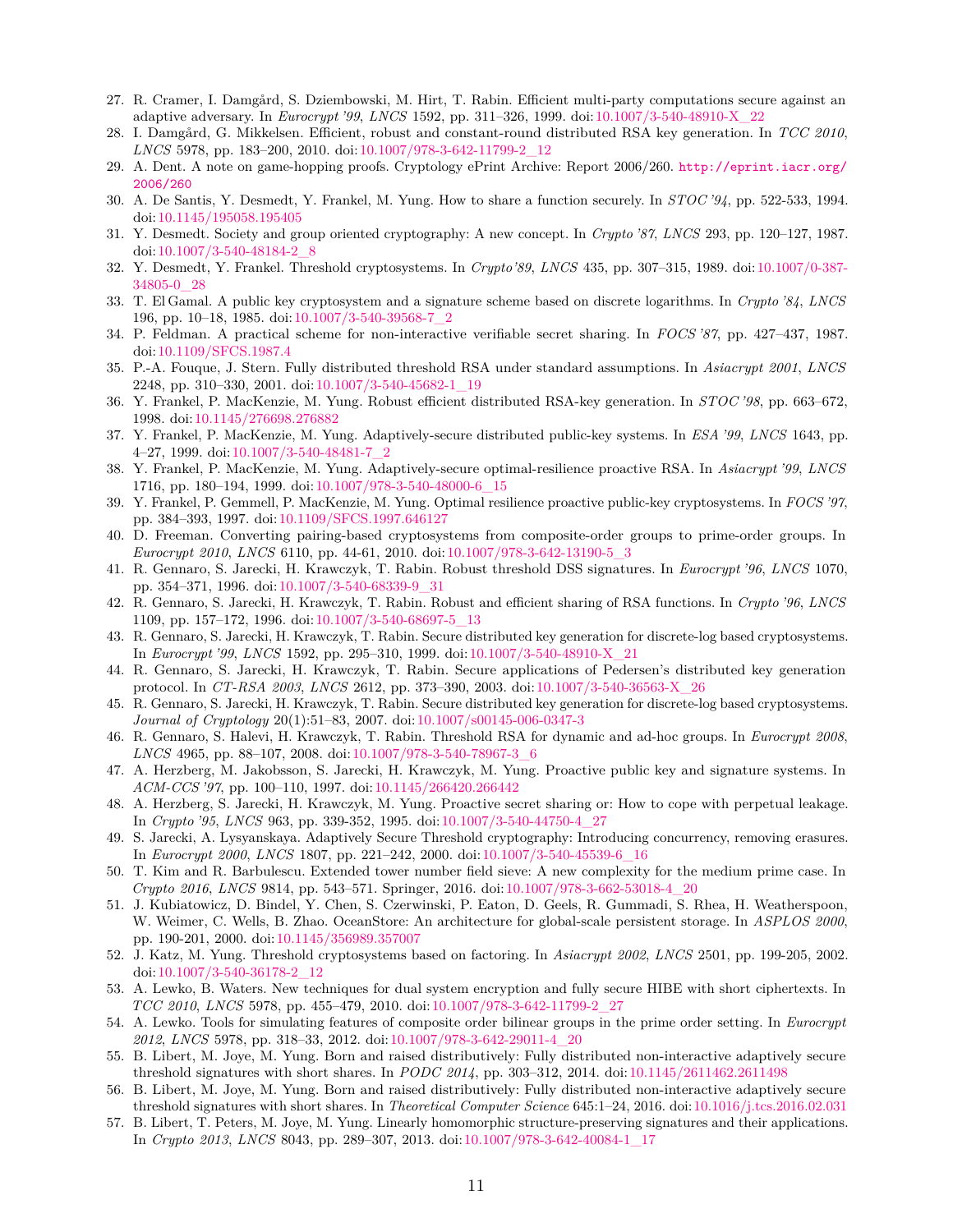27. R. Cramer, I. Damgård, S. Dziembowski, M. Hirt, T. Rabin. Efficient multi-party computations secure against an adaptive adversary. In *Eurocrypt '99*, *LNCS* 1592, pp. 311–326, 1999. doi:10.1007/3-540-48910-X_22
28. I. Damgård, G. Mikkelsen. Efficient, robust and constant-round distributed RSA key generation. In *TCC 2010*, *LNCS* 5978, pp. 183–200, 2010. doi:10.1007/978-3-642-11799-2_12
29. A. Dent. A note on game-hopping proofs. Cryptology ePrint Archive: Report 2006/260. http://eprint.iacr.org/2006/260
30. A. De Santis, Y. Desmedt, Y. Frankel, M. Yung. How to share a function securely. In *STOC '94*, pp. 522-533, 1994. doi:10.1145/195058.195405
31. Y. Desmedt. Society and group oriented cryptography: A new concept. In *Crypto '87*, *LNCS* 293, pp. 120–127, 1987. doi:10.1007/3-540-48184-2_8
32. Y. Desmedt, Y. Frankel. Threshold cryptosystems. In *Crypto'89*, *LNCS* 435, pp. 307–315, 1989. doi:10.1007/0-387-34805-0_28
33. T. El Gamal. A public key cryptosystem and a signature scheme based on discrete logarithms. In *Crypto '84*, *LNCS* 196, pp. 10–18, 1985. doi:10.1007/3-540-39568-7_2
34. P. Feldman. A practical scheme for non-interactive verifiable secret sharing. In *FOCS '87*, pp. 427–437, 1987. doi:10.1109/SFCS.1987.4
35. P.-A. Fouque, J. Stern. Fully distributed threshold RSA under standard assumptions. In *Asiacrypt 2001*, *LNCS* 2248, pp. 310–330, 2001. doi:10.1007/3-540-45682-1_19
36. Y. Frankel, P. MacKenzie, M. Yung. Robust efficient distributed RSA-key generation. In *STOC '98*, pp. 663–672, 1998. doi:10.1145/276698.276882
37. Y. Frankel, P. MacKenzie, M. Yung. Adaptively-secure distributed public-key systems. In *ESA '99*, *LNCS* 1643, pp. 4–27, 1999. doi:10.1007/3-540-48481-7_2
38. Y. Frankel, P. MacKenzie, M. Yung. Adaptively-secure optimal-resilience proactive RSA. In *Asiacrypt '99*, *LNCS* 1716, pp. 180–194, 1999. doi:10.1007/978-3-540-48000-6_15
39. Y. Frankel, P. Gemmell, P. MacKenzie, M. Yung. Optimal resilience proactive public-key cryptosystems. In *FOCS '97*, pp. 384–393, 1997. doi:10.1109/SFCS.1997.646127
40. D. Freeman. Converting pairing-based cryptosystems from composite-order groups to prime-order groups. In *Eurocrypt 2010*, *LNCS* 6110, pp. 44-61, 2010. doi:10.1007/978-3-642-13190-5_3
41. R. Gennaro, S. Jarecki, H. Krawczyk, T. Rabin. Robust threshold DSS signatures. In *Eurocrypt '96*, *LNCS* 1070, pp. 354–371, 1996. doi:10.1007/3-540-68339-9_31
42. R. Gennaro, S. Jarecki, H. Krawczyk, T. Rabin. Robust and efficient sharing of RSA functions. In *Crypto '96*, *LNCS* 1109, pp. 157–172, 1996. doi:10.1007/3-540-68697-5_13
43. R. Gennaro, S. Jarecki, H. Krawczyk, T. Rabin. Secure distributed key generation for discrete-log based cryptosystems. In *Eurocrypt '99*, *LNCS* 1592, pp. 295–310, 1999. doi:10.1007/3-540-48910-X_21
44. R. Gennaro, S. Jarecki, H. Krawczyk, T. Rabin. Secure applications of Pedersen's distributed key generation protocol. In *CT-RSA 2003*, *LNCS* 2612, pp. 373–390, 2003. doi:10.1007/3-540-36563-X_26
45. R. Gennaro, S. Jarecki, H. Krawczyk, T. Rabin. Secure distributed key generation for discrete-log based cryptosystems. *Journal of Cryptology* 20(1):51–83, 2007. doi:10.1007/s00145-006-0347-3
46. R. Gennaro, S. Halevi, H. Krawczyk, T. Rabin. Threshold RSA for dynamic and ad-hoc groups. In *Eurocrypt 2008*, *LNCS* 4965, pp. 88–107, 2008. doi:10.1007/978-3-540-78967-3_6
47. A. Herzberg, M. Jakobsson, S. Jarecki, H. Krawczyk, M. Yung. Proactive public key and signature systems. In *ACM-CCS '97*, pp. 100–110, 1997. doi:10.1145/266420.266442
48. A. Herzberg, S. Jarecki, H. Krawczyk, M. Yung. Proactive secret sharing or: How to cope with perpetual leakage. In *Crypto '95*, *LNCS* 963, pp. 339-352, 1995. doi:10.1007/3-540-44750-4_27
49. S. Jarecki, A. Lysyanskaya. Adaptively Secure Threshold cryptography: Introducing concurrency, removing erasures. In *Eurocrypt 2000*, *LNCS* 1807, pp. 221–242, 2000. doi:10.1007/3-540-45539-6_16
50. T. Kim and R. Barbulescu. Extended tower number field sieve: A new complexity for the medium prime case. In *Crypto 2016*, *LNCS* 9814, pp. 543–571. Springer, 2016. doi:10.1007/978-3-662-53018-4_20
51. J. Kubiatowicz, D. Bindel, Y. Chen, S. Czerwinski, P. Eaton, D. Geels, R. Gummadi, S. Rhea, H. Weatherspoon, W. Weimer, C. Wells, B. Zhao. OceanStore: An architecture for global-scale persistent storage. In *ASPLOS 2000*, pp. 190-201, 2000. doi:10.1145/356989.357007
52. J. Katz, M. Yung. Threshold cryptosystems based on factoring. In *Asiacrypt 2002*, *LNCS* 2501, pp. 199-205, 2002. doi:10.1007/3-540-36178-2_12
53. A. Lewko, B. Waters. New techniques for dual system encryption and fully secure HIBE with short ciphertexts. In *TCC 2010*, *LNCS* 5978, pp. 455–479, 2010. doi:10.1007/978-3-642-11799-2_27
54. A. Lewko. Tools for simulating features of composite order bilinear groups in the prime order setting. In *Eurocrypt 2012*, *LNCS* 5978, pp. 318–33, 2012. doi:10.1007/978-3-642-29011-4_20
55. B. Libert, M. Joye, M. Yung. Born and raised distributively: Fully distributed non-interactive adaptively secure threshold signatures with short shares. In *PODC 2014*, pp. 303–312, 2014. doi:10.1145/2611462.2611498
56. B. Libert, M. Joye, M. Yung. Born and raised distributively: Fully distributed non-interactive adaptively secure threshold signatures with short shares. In *Theoretical Computer Science* 645:1–24, 2016. doi:10.1016/j.tcs.2016.02.031
57. B. Libert, T. Peters, M. Joye, M. Yung. Linearly homomorphic structure-preserving signatures and their applications. In *Crypto 2013*, *LNCS* 8043, pp. 289–307, 2013. doi:10.1007/978-3-642-40084-1_17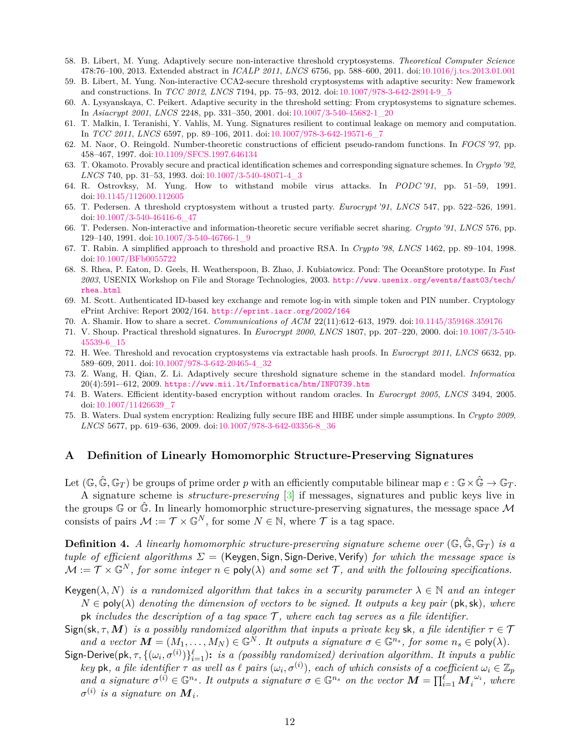58. B. Libert, M. Yung. Adaptively secure non-interactive threshold cryptosystems. *Theoretical Computer Science* 478:76–100, 2013. Extended abstract in *ICALP 2011*, *LNCS* 6756, pp. 588–600, 2011. doi:10.1016/j.tcs.2013.01.001
59. B. Libert, M. Yung. Non-interactive CCA2-secure threshold cryptosystems with adaptive security: New framework and constructions. In *TCC 2012*, *LNCS* 7194, pp. 75–93, 2012. doi:10.1007/978-3-642-28914-9_5
60. A. Lysyanskaya, C. Peikert. Adaptive security in the threshold setting: From cryptosystems to signature schemes. In *Asiacrypt 2001*, *LNCS* 2248, pp. 331–350, 2001. doi:10.1007/3-540-45682-1_20
61. T. Malkin, I. Teranishi, Y. Vahlis, M. Yung. Signatures resilient to continual leakage on memory and computation. In *TCC 2011*, *LNCS* 6597, pp. 89–106, 2011. doi:10.1007/978-3-642-19571-6_7
62. M. Naor, O. Reingold. Number-theoretic constructions of efficient pseudo-random functions. In *FOCS '97*, pp. 458–467, 1997. doi:10.1109/SFCS.1997.646134
63. T. Okamoto. Provably secure and practical identification schemes and corresponding signature schemes. In *Crypto '92*, *LNCS* 740, pp. 31–53, 1993. doi:10.1007/3-540-48071-4_3
64. R. Ostrovksy, M. Yung. How to withstand mobile virus attacks. In *PODC '91*, pp. 51–59, 1991. doi:10.1145/112600.112605
65. T. Pedersen. A threshold cryptosystem without a trusted party. *Eurocrypt '91*, *LNCS* 547, pp. 522–526, 1991. doi:10.1007/3-540-46416-6_47
66. T. Pedersen. Non-interactive and information-theoretic secure verifiable secret sharing. *Crypto '91*, *LNCS* 576, pp. 129–140, 1991. doi:10.1007/3-540-46766-1_9
67. T. Rabin. A simplified approach to threshold and proactive RSA. In *Crypto '98*, *LNCS* 1462, pp. 89–104, 1998. doi:10.1007/BFb0055722
68. S. Rhea, P. Eaton, D. Geels, H. Weatherspoon, B. Zhao, J. Kubiatowicz. Pond: The OceanStore prototype. In *Fast 2003*, USENIX Workshop on File and Storage Technologies, 2003. http://www.usenix.org/events/fast03/tech/rhea.html
69. M. Scott. Authenticated ID-based key exchange and remote log-in with simple token and PIN number. Cryptology ePrint Archive: Report 2002/164. http://eprint.iacr.org/2002/164
70. A. Shamir. How to share a secret. *Communications of ACM* 22(11):612–613, 1979. doi:10.1145/359168.359176
71. V. Shoup. Practical threshold signatures. In *Eurocrypt 2000*, *LNCS* 1807, pp. 207–220, 2000. doi:10.1007/3-540-45539-6_15
72. H. Wee. Threshold and revocation cryptosystems via extractable hash proofs. In *Eurocrypt 2011*, *LNCS* 6632, pp. 589–609, 2011. doi:10.1007/978-3-642-20465-4_32
73. Z. Wang, H. Qian, Z. Li. Adaptively secure threshold signature scheme in the standard model. *Informatica* 20(4):591-–612, 2009. https://www.mii.lt/Informatica/htm/INFO739.htm
74. B. Waters. Efficient identity-based encryption without random oracles. In *Eurocrypt 2005*, *LNCS* 3494, 2005. doi:10.1007/11426639_7
75. B. Waters. Dual system encryption: Realizing fully secure IBE and HIBE under simple assumptions. In *Crypto 2009*, *LNCS* 5677, pp. 619–636, 2009. doi:10.1007/978-3-642-03356-8_36

## A Definition of Linearly Homomorphic Structure-Preserving Signatures

Let $(\mathbb{G}, \hat{\mathbb{G}}, \mathbb{G}_T)$ be groups of prime order $p$ with an efficiently computable bilinear map $e : \mathbb{G} \times \hat{\mathbb{G}} \to \mathbb{G}_T$.

A signature scheme is *structure-preserving* [3] if messages, signatures and public keys live in the groups $\mathbb{G}$ or $\hat{\mathbb{G}}$. In linearly homomorphic structure-preserving signatures, the message space $\mathcal{M}$ consists of pairs $\mathcal{M} := \mathcal{T} \times \mathbb{G}^N$, for some $N \in \mathbb{N}$, where $\mathcal{T}$ is a tag space.

**Definition 4.** *A linearly homomorphic structure-preserving signature scheme over $(\mathbb{G}, \hat{\mathbb{G}}, \mathbb{G}_T)$ is a tuple of efficient algorithms $\Sigma = (\mathsf{Keygen}, \mathsf{Sign}, \mathsf{Sign\text{-}Derive}, \mathsf{Verify})$ for which the message space is $\mathcal{M} := \mathcal{T} \times \mathbb{G}^N$, for some integer $n \in \mathsf{poly}(\lambda)$ and some set $\mathcal{T}$, and with the following specifications.*

$\mathsf{Keygen}(\lambda, N)$ *is a randomized algorithm that takes in a security parameter $\lambda \in \mathbb{N}$ and an integer $N \in \mathsf{poly}(\lambda)$ denoting the dimension of vectors to be signed. It outputs a key pair $(\mathsf{pk}, \mathsf{sk})$, where $\mathsf{pk}$ includes the description of a tag space $\mathcal{T}$, where each tag serves as a file identifier.*

$\mathsf{Sign}(\mathsf{sk}, \tau, \boldsymbol{M})$ *is a possibly randomized algorithm that inputs a private key $\mathsf{sk}$, a file identifier $\tau \in \mathcal{T}$ and a vector $\boldsymbol{M} = (M_1, \ldots, M_N) \in \mathbb{G}^N$. It outputs a signature $\sigma \in \mathbb{G}^{n_s}$, for some $n_s \in \mathsf{poly}(\lambda)$.*

$\mathsf{Sign\text{-}Derive}(\mathsf{pk}, \tau, \{(\omega_i, \sigma^{(i)})\}_{i=1}^{\ell})$**:** *is a (possibly randomized) derivation algorithm. It inputs a public key $\mathsf{pk}$, a file identifier $\tau$ as well as $\ell$ pairs $(\omega_i, \sigma^{(i)})$, each of which consists of a coefficient $\omega_i \in \mathbb{Z}_p$ and a signature $\sigma^{(i)} \in \mathbb{G}^{n_s}$. It outputs a signature $\sigma \in \mathbb{G}^{n_s}$ on the vector $\boldsymbol{M} = \prod_{i=1}^{\ell} \boldsymbol{M}_i^{\omega_i}$, where $\sigma^{(i)}$ is a signature on $\boldsymbol{M}_i$.*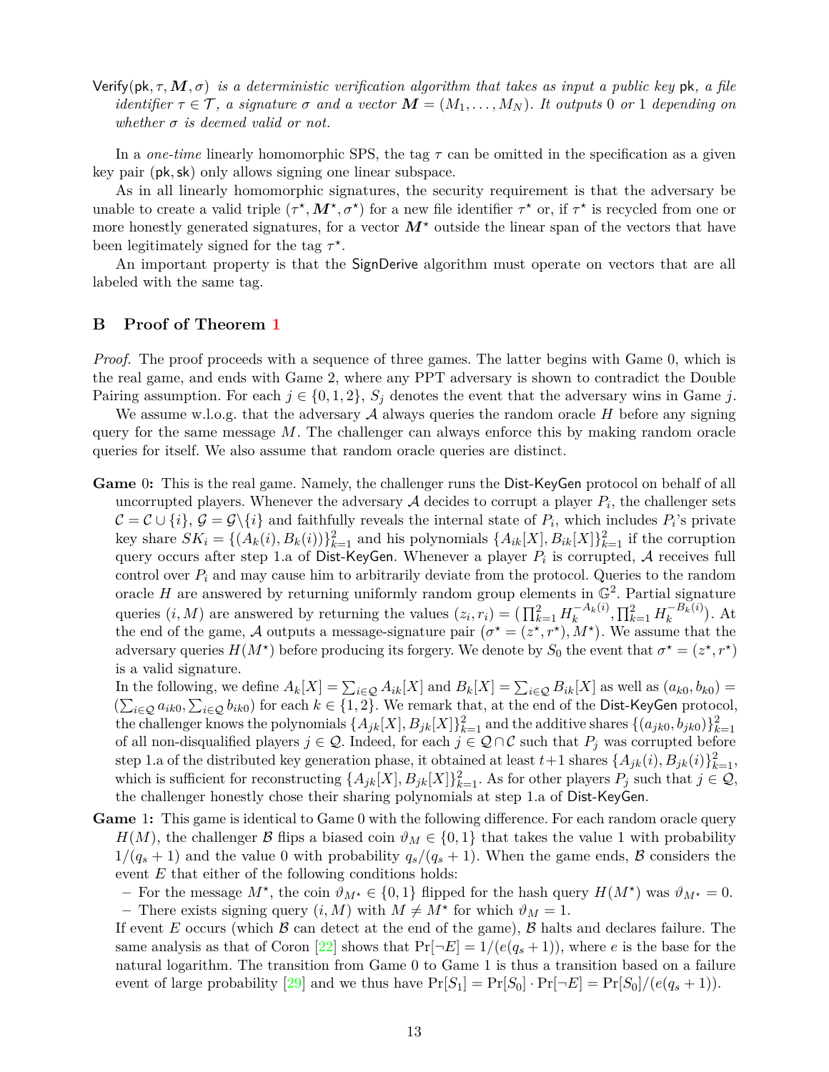Verify$(\mathsf{pk}, \tau, \boldsymbol{M}, \sigma)$ *is a deterministic verification algorithm that takes as input a public key* $\mathsf{pk}$*, a file identifier* $\tau \in \mathcal{T}$*, a signature* $\sigma$ *and a vector* $\boldsymbol{M} = (M_1, \ldots, M_N)$*. It outputs* 0 *or* 1 *depending on whether* $\sigma$ *is deemed valid or not.*

In a *one-time* linearly homomorphic SPS, the tag $\tau$ can be omitted in the specification as a given key pair $(\mathsf{pk}, \mathsf{sk})$ only allows signing one linear subspace.

As in all linearly homomorphic signatures, the security requirement is that the adversary be unable to create a valid triple $(\tau^\star, \boldsymbol{M}^\star, \sigma^\star)$ for a new file identifier $\tau^\star$ or, if $\tau^\star$ is recycled from one or more honestly generated signatures, for a vector $\boldsymbol{M}^\star$ outside the linear span of the vectors that have been legitimately signed for the tag $\tau^\star$.

An important property is that the SignDerive algorithm must operate on vectors that are all labeled with the same tag.

## B Proof of Theorem 1

*Proof.* The proof proceeds with a sequence of three games. The latter begins with Game 0, which is the real game, and ends with Game 2, where any PPT adversary is shown to contradict the Double Pairing assumption. For each $j \in \{0, 1, 2\}$, $S_j$ denotes the event that the adversary wins in Game $j$.

We assume w.l.o.g. that the adversary $\mathcal{A}$ always queries the random oracle $H$ before any signing query for the same message $M$. The challenger can always enforce this by making random oracle queries for itself. We also assume that random oracle queries are distinct.

**Game 0:** This is the real game. Namely, the challenger runs the Dist-KeyGen protocol on behalf of all uncorrupted players. Whenever the adversary $\mathcal{A}$ decides to corrupt a player $P_i$, the challenger sets $\mathcal{C} = \mathcal{C} \cup \{i\}$, $\mathcal{G} = \mathcal{G} \backslash \{i\}$ and faithfully reveals the internal state of $P_i$, which includes $P_i$'s private key share $SK_i = \{(A_k(i), B_k(i))\}_{k=1}^2$ and his polynomials $\{A_{ik}[X], B_{ik}[X]\}_{k=1}^2$ if the corruption query occurs after step 1.a of Dist-KeyGen. Whenever a player $P_i$ is corrupted, $\mathcal{A}$ receives full control over $P_i$ and may cause him to arbitrarily deviate from the protocol. Queries to the random oracle $H$ are answered by returning uniformly random group elements in $\mathbb{G}^2$. Partial signature queries $(i, M)$ are answered by returning the values $(z_i, r_i) = \big(\prod_{k=1}^2 H_k^{-A_k(i)}, \prod_{k=1}^2 H_k^{-B_k(i)}\big)$. At the end of the game, $\mathcal{A}$ outputs a message-signature pair $(\sigma^\star = (z^\star, r^\star), M^\star)$. We assume that the adversary queries $H(M^\star)$ before producing its forgery. We denote by $S_0$ the event that $\sigma^\star = (z^\star, r^\star)$ is a valid signature.

In the following, we define $A_k[X] = \sum_{i \in \mathcal{Q}} A_{ik}[X]$ and $B_k[X] = \sum_{i \in \mathcal{Q}} B_{ik}[X]$ as well as $(a_{k0}, b_{k0}) = (\sum_{i \in \mathcal{Q}} a_{ik0}, \sum_{i \in \mathcal{Q}} b_{ik0})$ for each $k \in \{1, 2\}$. We remark that, at the end of the Dist-KeyGen protocol, the challenger knows the polynomials $\{A_{jk}[X], B_{jk}[X]\}_{k=1}^2$ and the additive shares $\{(a_{jk0}, b_{jk0})\}_{k=1}^2$ of all non-disqualified players $j \in \mathcal{Q}$. Indeed, for each $j \in \mathcal{Q} \cap \mathcal{C}$ such that $P_j$ was corrupted before step 1.a of the distributed key generation phase, it obtained at least $t+1$ shares $\{A_{jk}(i), B_{jk}(i)\}_{k=1}^2$, which is sufficient for reconstructing $\{A_{jk}[X], B_{jk}[X]\}_{k=1}^2$. As for other players $P_j$ such that $j \in \mathcal{Q}$, the challenger honestly chose their sharing polynomials at step 1.a of Dist-KeyGen.

**Game 1:** This game is identical to Game 0 with the following difference. For each random oracle query $H(M)$, the challenger $\mathcal{B}$ flips a biased coin $\vartheta_M \in \{0, 1\}$ that takes the value 1 with probability $1/(q_s + 1)$ and the value 0 with probability $q_s/(q_s + 1)$. When the game ends, $\mathcal{B}$ considers the event $E$ that either of the following conditions holds:

- For the message $M^\star$, the coin $\vartheta_{M^\star} \in \{0, 1\}$ flipped for the hash query $H(M^\star)$ was $\vartheta_{M^\star} = 0$.
- There exists signing query $(i, M)$ with $M \neq M^\star$ for which $\vartheta_M = 1$.

If event $E$ occurs (which $\mathcal{B}$ can detect at the end of the game), $\mathcal{B}$ halts and declares failure. The same analysis as that of Coron [22] shows that $\Pr[\neg E] = 1/(e(q_s + 1))$, where $e$ is the base for the natural logarithm. The transition from Game 0 to Game 1 is thus a transition based on a failure event of large probability [29] and we thus have $\Pr[S_1] = \Pr[S_0] \cdot \Pr[\neg E] = \Pr[S_0]/(e(q_s + 1))$.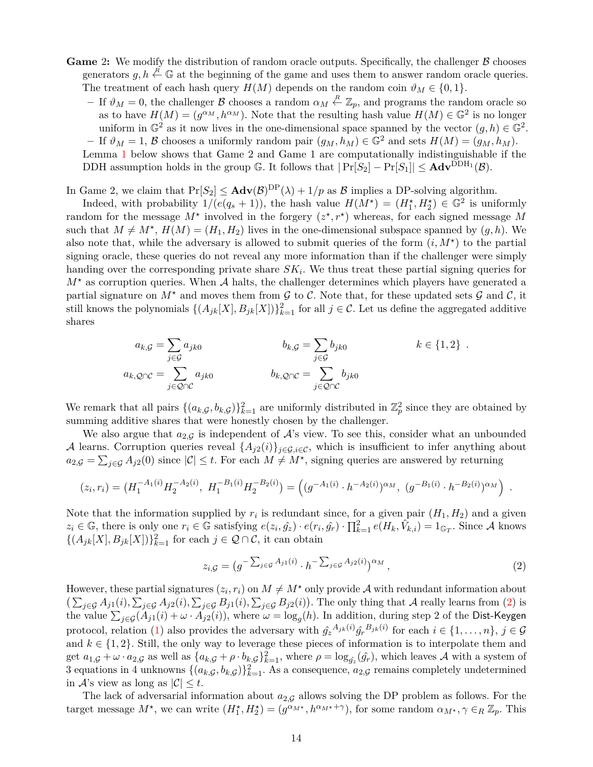**Game 2:** We modify the distribution of random oracle outputs. Specifically, the challenger $\mathcal{B}$ chooses generators $g, h \stackrel{R}{\leftarrow} \mathbb{G}$ at the beginning of the game and uses them to answer random oracle queries. The treatment of each hash query $H(M)$ depends on the random coin $\vartheta_M \in \{0,1\}$.

- If $\vartheta_M = 0$, the challenger $\mathcal{B}$ chooses a random $\alpha_M \stackrel{R}{\leftarrow} \mathbb{Z}_p$, and programs the random oracle so as to have $H(M) = (g^{\alpha_M}, h^{\alpha_M})$. Note that the resulting hash value $H(M) \in \mathbb{G}^2$ is no longer uniform in $\mathbb{G}^2$ as it now lives in the one-dimensional space spanned by the vector $(g,h) \in \mathbb{G}^2$.
- If $\vartheta_M = 1$, $\mathcal{B}$ chooses a uniformly random pair $(g_M, h_M) \in \mathbb{G}^2$ and sets $H(M) = (g_M, h_M)$.

Lemma 1 below shows that Game 2 and Game 1 are computationally indistinguishable if the DDH assumption holds in the group $\mathbb{G}$. It follows that $|\Pr[S_2] - \Pr[S_1]| \leq \mathbf{Adv}^{\mathrm{DDH}_1}(\mathcal{B})$.

In Game 2, we claim that $\Pr[S_2] \leq \mathbf{Adv}(\mathcal{B})^{\mathrm{DP}}(\lambda) + 1/p$ as $\mathcal{B}$ implies a DP-solving algorithm.

Indeed, with probability $1/(e(q_s+1))$, the hash value $H(M^\star) = (H_1^\star, H_2^\star) \in \mathbb{G}^2$ is uniformly random for the message $M^\star$ involved in the forgery $(z^\star, r^\star)$ whereas, for each signed message $M$ such that $M \neq M^\star$, $H(M) = (H_1, H_2)$ lives in the one-dimensional subspace spanned by $(g,h)$. We also note that, while the adversary is allowed to submit queries of the form $(i, M^\star)$ to the partial signing oracle, these queries do not reveal any more information than if the challenger were simply handing over the corresponding private share $SK_i$. We thus treat these partial signing queries for $M^\star$ as corruption queries. When $\mathcal{A}$ halts, the challenger determines which players have generated a partial signature on $M^\star$ and moves them from $\mathcal{G}$ to $\mathcal{C}$. Note that, for these updated sets $\mathcal{G}$ and $\mathcal{C}$, it still knows the polynomials $\{(A_{jk}[X], B_{jk}[X])\}_{k=1}^2$ for all $j \in \mathcal{C}$. Let us define the aggregated additive shares

$$
\begin{aligned}
a_{k,\mathcal{G}} &= \sum_{j \in \mathcal{G}} a_{jk0} & b_{k,\mathcal{G}} &= \sum_{j \in \mathcal{G}} b_{jk0} & k \in \{1,2\} \ . \\
a_{k,\mathcal{Q}\cap\mathcal{C}} &= \sum_{j \in \mathcal{Q}\cap\mathcal{C}} a_{jk0} & b_{k,\mathcal{Q}\cap\mathcal{C}} &= \sum_{j \in \mathcal{Q}\cap\mathcal{C}} b_{jk0} &
\end{aligned}
$$

We remark that all pairs $\{(a_{k,\mathcal{G}}, b_{k,\mathcal{G}})\}_{k=1}^2$ are uniformly distributed in $\mathbb{Z}_p^2$ since they are obtained by summing additive shares that were honestly chosen by the challenger.

We also argue that $a_{2,\mathcal{G}}$ is independent of $\mathcal{A}$'s view. To see this, consider what an unbounded $\mathcal{A}$ learns. Corruption queries reveal $\{A_{j2}(i)\}_{j \in \mathcal{G}, i \in \mathcal{C}}$, which is insufficient to infer anything about $a_{2,\mathcal{G}} = \sum_{j \in \mathcal{G}} A_{j2}(0)$ since $|\mathcal{C}| \leq t$. For each $M \neq M^\star$, signing queries are answered by returning

$$
(z_i, r_i) = \left(H_1^{-A_1(i)} H_2^{-A_2(i)},\ H_1^{-B_1(i)} H_2^{-B_2(i)}\right) = \left((g^{-A_1(i)} \cdot h^{-A_2(i)})^{\alpha_M},\ (g^{-B_1(i)} \cdot h^{-B_2(i)})^{\alpha_M}\right) \ .
$$

Note that the information supplied by $r_i$ is redundant since, for a given pair $(H_1, H_2)$ and a given $z_i \in \mathbb{G}$, there is only one $r_i \in \mathbb{G}$ satisfying $e(z_i, \hat{g}_z) \cdot e(r_i, \hat{g}_r) \cdot \prod_{k=1}^2 e(H_k, \hat{V}_{k,i}) = 1_{\mathbb{G}_T}$. Since $\mathcal{A}$ knows $\{(A_{jk}[X], B_{jk}[X])\}_{k=1}^2$ for each $j \in \mathcal{Q} \cap \mathcal{C}$, it can obtain

$$
z_{i,\mathcal{G}} = \left(g^{-\sum_{j \in \mathcal{G}} A_{j1}(i)} \cdot h^{-\sum_{j \in \mathcal{G}} A_{j2}(i)}\right)^{\alpha_M}, \tag{2}
$$

However, these partial signatures $(z_i, r_i)$ on $M \neq M^\star$ only provide $\mathcal{A}$ with redundant information about $\left(\sum_{j \in \mathcal{G}} A_{j1}(i), \sum_{j \in \mathcal{G}} A_{j2}(i), \sum_{j \in \mathcal{G}} B_{j1}(i), \sum_{j \in \mathcal{G}} B_{j2}(i)\right)$. The only thing that $\mathcal{A}$ really learns from (2) is the value $\sum_{j \in \mathcal{G}} (A_{j1}(i) + \omega \cdot A_{j2}(i))$, where $\omega = \log_g(h)$. In addition, during step 2 of the Dist-Keygen protocol, relation (1) also provides the adversary with $\hat{g_z}^{A_{jk}(i)} \hat{g_r}^{B_{jk}(i)}$ for each $i \in \{1, \ldots, n\}$, $j \in \mathcal{G}$ and $k \in \{1,2\}$. Still, the only way to leverage these pieces of information is to interpolate them and get $a_{1,\mathcal{G}} + \omega \cdot a_{2,\mathcal{G}}$ as well as $\{a_{k,\mathcal{G}} + \rho \cdot b_{k,\mathcal{G}}\}_{k=1}^2$, where $\rho = \log_{\hat{g_z}}(\hat{g_r})$, which leaves $\mathcal{A}$ with a system of 3 equations in 4 unknowns $\{(a_{k,\mathcal{G}}, b_{k,\mathcal{G}})\}_{k=1}^2$. As a consequence, $a_{2,\mathcal{G}}$ remains completely undetermined in $\mathcal{A}$'s view as long as $|\mathcal{C}| \leq t$.

The lack of adversarial information about $a_{2,\mathcal{G}}$ allows solving the DP problem as follows. For the target message $M^\star$, we can write $(H_1^\star, H_2^\star) = (g^{\alpha_{M^\star}}, h^{\alpha_{M^\star}+\gamma})$, for some random $\alpha_{M^\star}, \gamma \in_R \mathbb{Z}_p$. This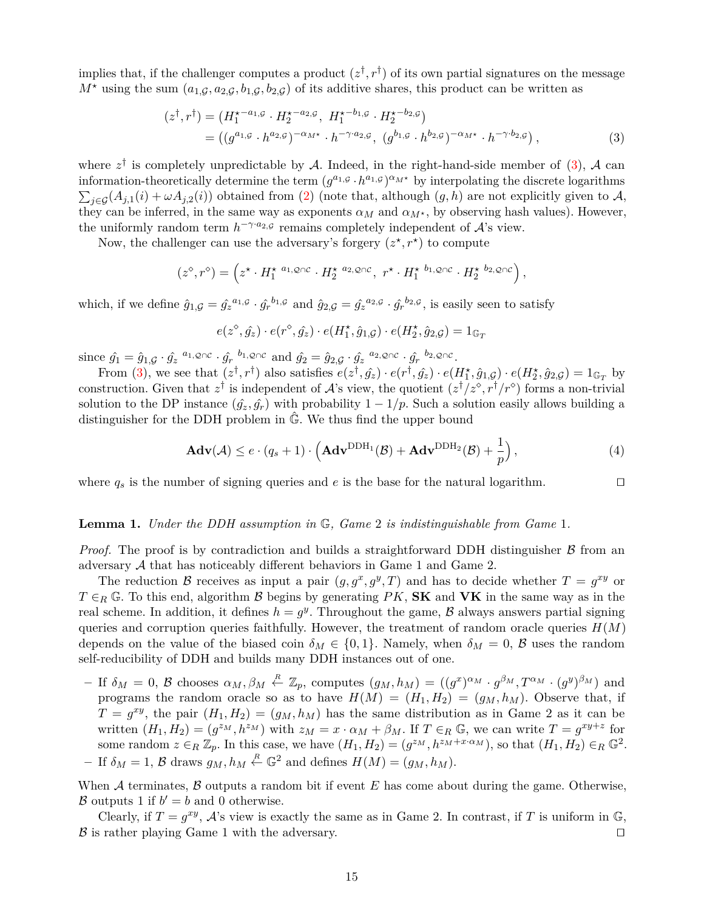implies that, if the challenger computes a product $(z^\dagger, r^\dagger)$ of its own partial signatures on the message $M^\star$ using the sum $(a_{1,\mathcal{G}}, a_{2,\mathcal{G}}, b_{1,\mathcal{G}}, b_{2,\mathcal{G}})$ of its additive shares, this product can be written as

$$
\begin{aligned}
(z^\dagger, r^\dagger) &= \left(H_1^{\star -a_{1,\mathcal{G}}} \cdot H_2^{\star -a_{2,\mathcal{G}}},\ H_1^{\star -b_{1,\mathcal{G}}} \cdot H_2^{\star -b_{2,\mathcal{G}}}\right) \\
&= \left((g^{a_{1,\mathcal{G}}} \cdot h^{a_{2,\mathcal{G}}})^{-\alpha_{M^\star}} \cdot h^{-\gamma \cdot a_{2,\mathcal{G}}},\ (g^{b_{1,\mathcal{G}}} \cdot h^{b_{2,\mathcal{G}}})^{-\alpha_{M^\star}} \cdot h^{-\gamma \cdot b_{2,\mathcal{G}}}\right),
\end{aligned}
\tag{3}
$$

where $z^\dagger$ is completely unpredictable by $\mathcal{A}$. Indeed, in the right-hand-side member of (3), $\mathcal{A}$ can information-theoretically determine the term $(g^{a_{1,\mathcal{G}}} \cdot h^{a_{1,\mathcal{G}}})^{\alpha_{M^\star}}$ by interpolating the discrete logarithms $\sum_{j \in \mathcal{G}} (A_{j,1}(i) + \omega A_{j,2}(i))$ obtained from (2) (note that, although $(g, h)$ are not explicitly given to $\mathcal{A}$, they can be inferred, in the same way as exponents $\alpha_M$ and $\alpha_{M^\star}$, by observing hash values). However, the uniformly random term $h^{-\gamma \cdot a_{2,\mathcal{G}}}$ remains completely independent of $\mathcal{A}$'s view.

Now, the challenger can use the adversary's forgery $(z^\star, r^\star)$ to compute

$$
(z^\diamond, r^\diamond) = \left(z^\star \cdot H_1^{\star\ a_{1,\mathcal{Q}\cap\mathcal{C}}} \cdot H_2^{\star\ a_{2,\mathcal{Q}\cap\mathcal{C}}},\ r^\star \cdot H_1^{\star\ b_{1,\mathcal{Q}\cap\mathcal{C}}} \cdot H_2^{\star\ b_{2,\mathcal{Q}\cap\mathcal{C}}}\right),
$$

which, if we define $\hat{g}_{1,\mathcal{G}} = \hat{g_z}^{a_{1,\mathcal{G}}} \cdot \hat{g_r}^{b_{1,\mathcal{G}}}$ and $\hat{g}_{2,\mathcal{G}} = \hat{g_z}^{a_{2,\mathcal{G}}} \cdot \hat{g_r}^{b_{2,\mathcal{G}}}$, is easily seen to satisfy

$$
e(z^\diamond, \hat{g_z}) \cdot e(r^\diamond, \hat{g_z}) \cdot e(H_1^\star, \hat{g}_{1,\mathcal{G}}) \cdot e(H_2^\star, \hat{g}_{2,\mathcal{G}}) = 1_{\mathbb{G}_T}
$$

since $\hat{g}_1 = \hat{g}_{1,\mathcal{G}} \cdot \hat{g_z}^{\ a_{1,\mathcal{Q}\cap\mathcal{C}}} \cdot \hat{g_r}^{\ b_{1,\mathcal{Q}\cap\mathcal{C}}}$ and $\hat{g}_2 = \hat{g}_{2,\mathcal{G}} \cdot \hat{g_z}^{\ a_{2,\mathcal{Q}\cap\mathcal{C}}} \cdot \hat{g_r}^{\ b_{2,\mathcal{Q}\cap\mathcal{C}}}$.

From (3), we see that $(z^\dagger, r^\dagger)$ also satisfies $e(z^\dagger, \hat{g_z}) \cdot e(r^\dagger, \hat{g_z}) \cdot e(H_1^\star, \hat{g}_{1,\mathcal{G}}) \cdot e(H_2^\star, \hat{g}_{2,\mathcal{G}}) = 1_{\mathbb{G}_T}$ by construction. Given that $z^\dagger$ is independent of $\mathcal{A}$'s view, the quotient $(z^\dagger/z^\diamond, r^\dagger/r^\diamond)$ forms a non-trivial solution to the DP instance $(\hat{g_z}, \hat{g_r})$ with probability $1 - 1/p$. Such a solution easily allows building a distinguisher for the DDH problem in $\hat{\mathbb{G}}$. We thus find the upper bound

$$
\mathbf{Adv}(\mathcal{A}) \leq e \cdot (q_s + 1) \cdot \left(\mathbf{Adv}^{\mathrm{DDH}_1}(\mathcal{B}) + \mathbf{Adv}^{\mathrm{DDH}_2}(\mathcal{B}) + \frac{1}{p}\right),
\tag{4}
$$

where $q_s$ is the number of signing queries and $e$ is the base for the natural logarithm. ◻

**Lemma 1.** *Under the DDH assumption in $\mathbb{G}$, Game 2 is indistinguishable from Game 1.*

*Proof.* The proof is by contradiction and builds a straightforward DDH distinguisher $\mathcal{B}$ from an adversary $\mathcal{A}$ that has noticeably different behaviors in Game 1 and Game 2.

The reduction $\mathcal{B}$ receives as input a pair $(g, g^x, g^y, T)$ and has to decide whether $T = g^{xy}$ or $T \in_R \mathbb{G}$. To this end, algorithm $\mathcal{B}$ begins by generating $PK$, $\mathbf{SK}$ and $\mathbf{VK}$ in the same way as in the real scheme. In addition, it defines $h = g^y$. Throughout the game, $\mathcal{B}$ always answers partial signing queries and corruption queries faithfully. However, the treatment of random oracle queries $H(M)$ depends on the value of the biased coin $\delta_M \in \{0, 1\}$. Namely, when $\delta_M = 0$, $\mathcal{B}$ uses the random self-reducibility of DDH and builds many DDH instances out of one.

- If $\delta_M = 0$, $\mathcal{B}$ chooses $\alpha_M, \beta_M \overset{R}{\leftarrow} \mathbb{Z}_p$, computes $(g_M, h_M) = ((g^x)^{\alpha_M} \cdot g^{\beta_M}, T^{\alpha_M} \cdot (g^y)^{\beta_M})$ and programs the random oracle so as to have $H(M) = (H_1, H_2) = (g_M, h_M)$. Observe that, if $T = g^{xy}$, the pair $(H_1, H_2) = (g_M, h_M)$ has the same distribution as in Game 2 as it can be written $(H_1, H_2) = (g^{z_M}, h^{z_M})$ with $z_M = x \cdot \alpha_M + \beta_M$. If $T \in_R \mathbb{G}$, we can write $T = g^{xy+z}$ for some random $z \in_R \mathbb{Z}_p$. In this case, we have $(H_1, H_2) = (g^{z_M}, h^{z_M + x \cdot \alpha_M})$, so that $(H_1, H_2) \in_R \mathbb{G}^2$.
- If $\delta_M = 1$, $\mathcal{B}$ draws $g_M, h_M \overset{R}{\leftarrow} \mathbb{G}^2$ and defines $H(M) = (g_M, h_M)$.

When $\mathcal{A}$ terminates, $\mathcal{B}$ outputs a random bit if event $E$ has come about during the game. Otherwise, $\mathcal{B}$ outputs 1 if $b' = b$ and 0 otherwise.

Clearly, if $T = g^{xy}$, $\mathcal{A}$'s view is exactly the same as in Game 2. In contrast, if $T$ is uniform in $\mathbb{G}$, $\mathcal{B}$ is rather playing Game 1 with the adversary. ◻